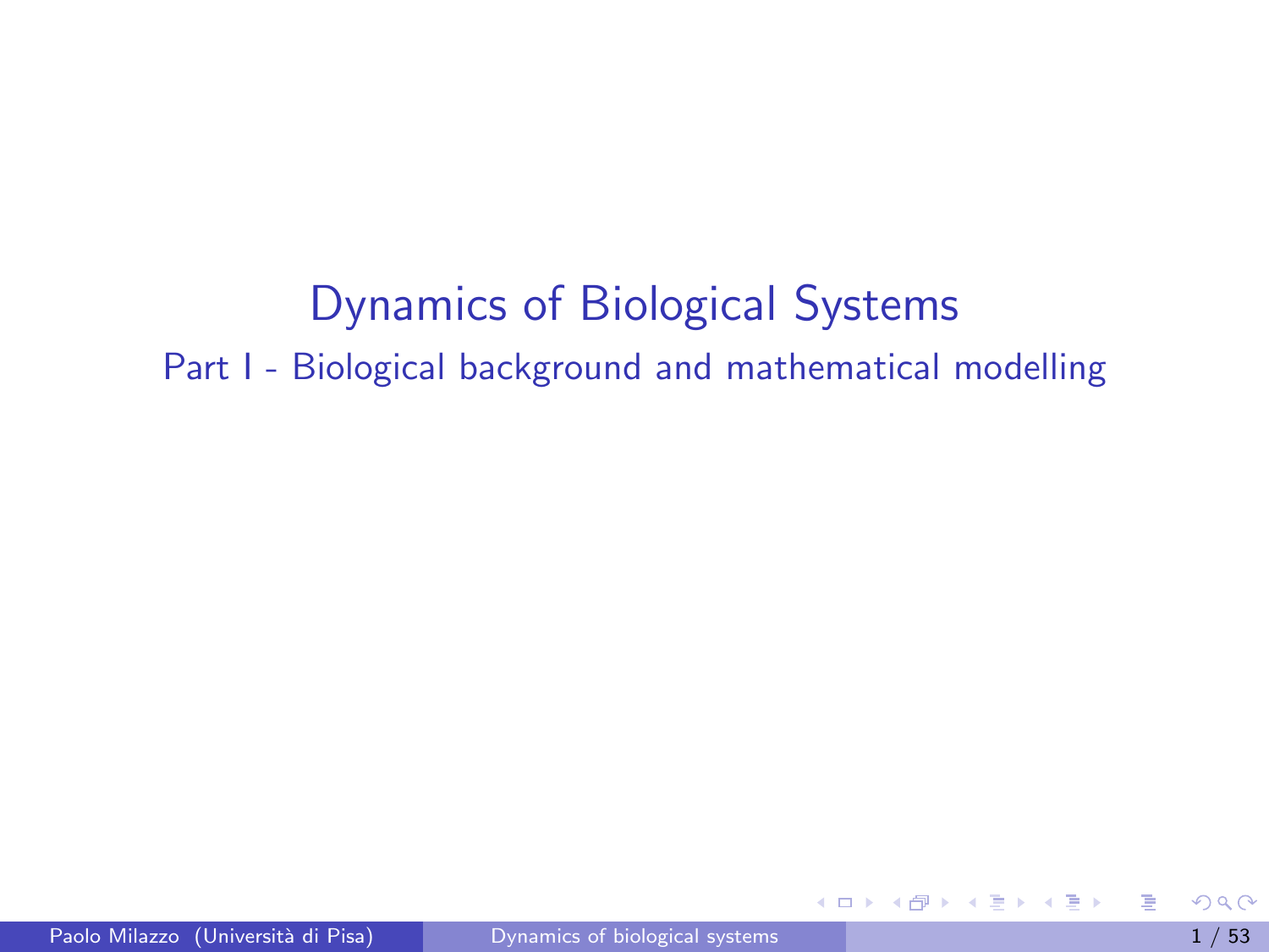# Dynamics of Biological Systems

## Part I - Biological background and mathematical modelling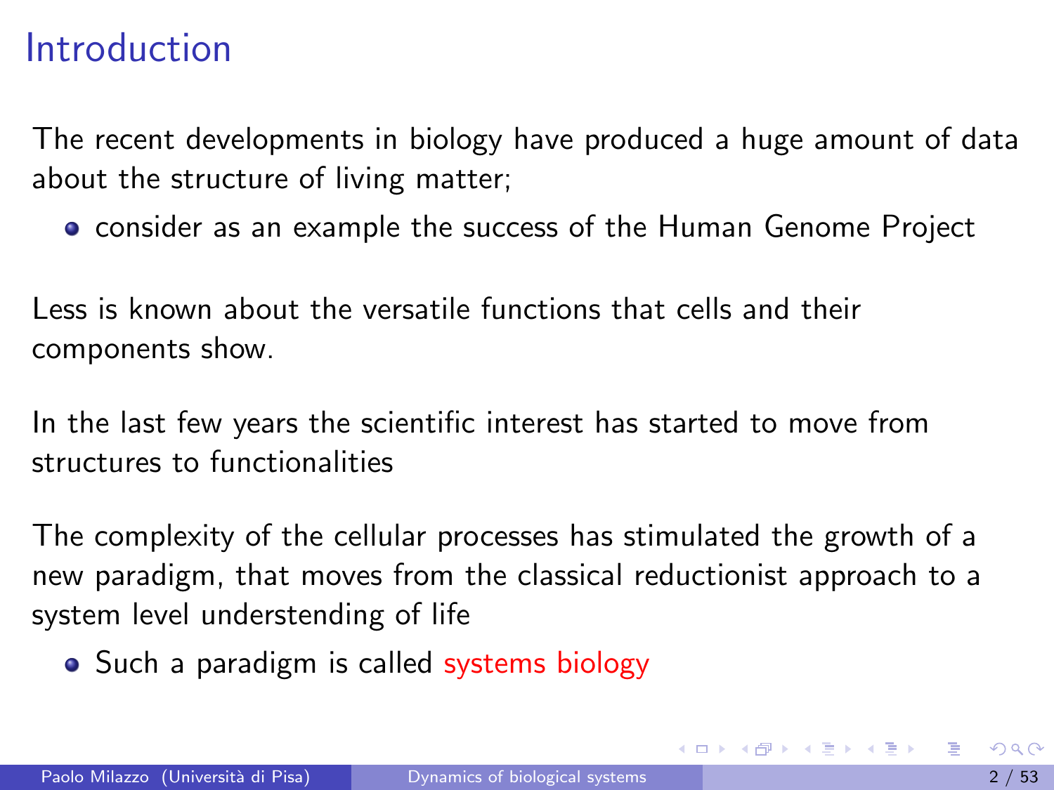# Introduction

The recent developments in biology have produced a huge amount of data about the structure of living matter;

- consider as an example the success of the Human Genome Project

Less is known about the versatile functions that cells and their components show.

In the last few years the scientific interest has started to move from structures to functionalities

The complexity of the cellular processes has stimulated the growth of a new paradigm, that moves from the classical reductionist approach to a system level understending of life

- Such a paradigm is called systems biology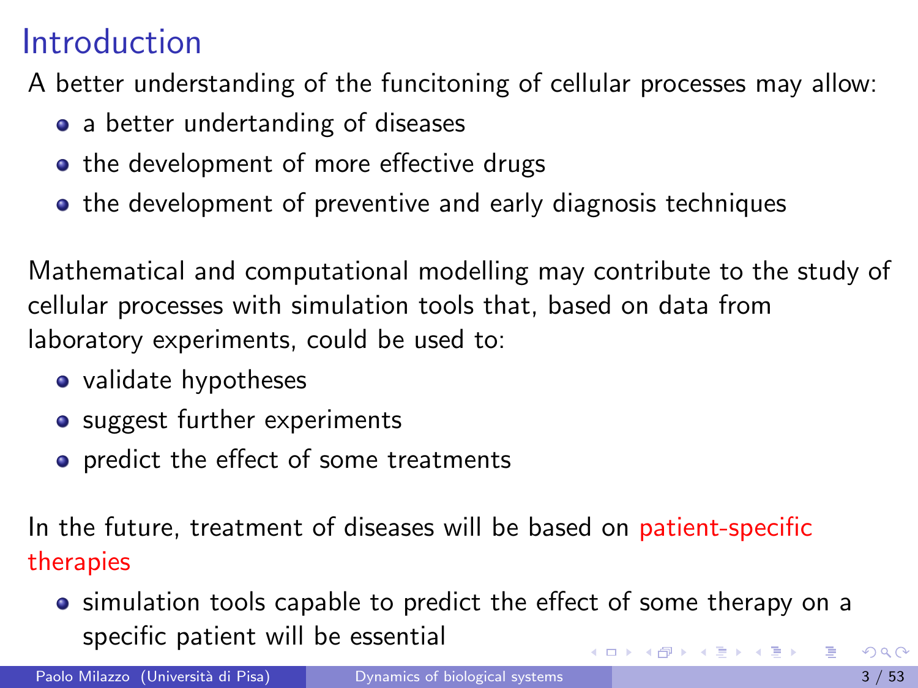# Introduction

A better understanding of the funcitoning of cellular processes may allow:

- a better undertanding of diseases
- the development of more effective drugs
- the development of preventive and early diagnosis techniques

Mathematical and computational modelling may contribute to the study of cellular processes with simulation tools that, based on data from laboratory experiments, could be used to:

- validate hypotheses
- suggest further experiments
- predict the effect of some treatments

In the future, treatment of diseases will be based on patient-specific therapies

- simulation tools capable to predict the effect of some therapy on a specific patient will be essential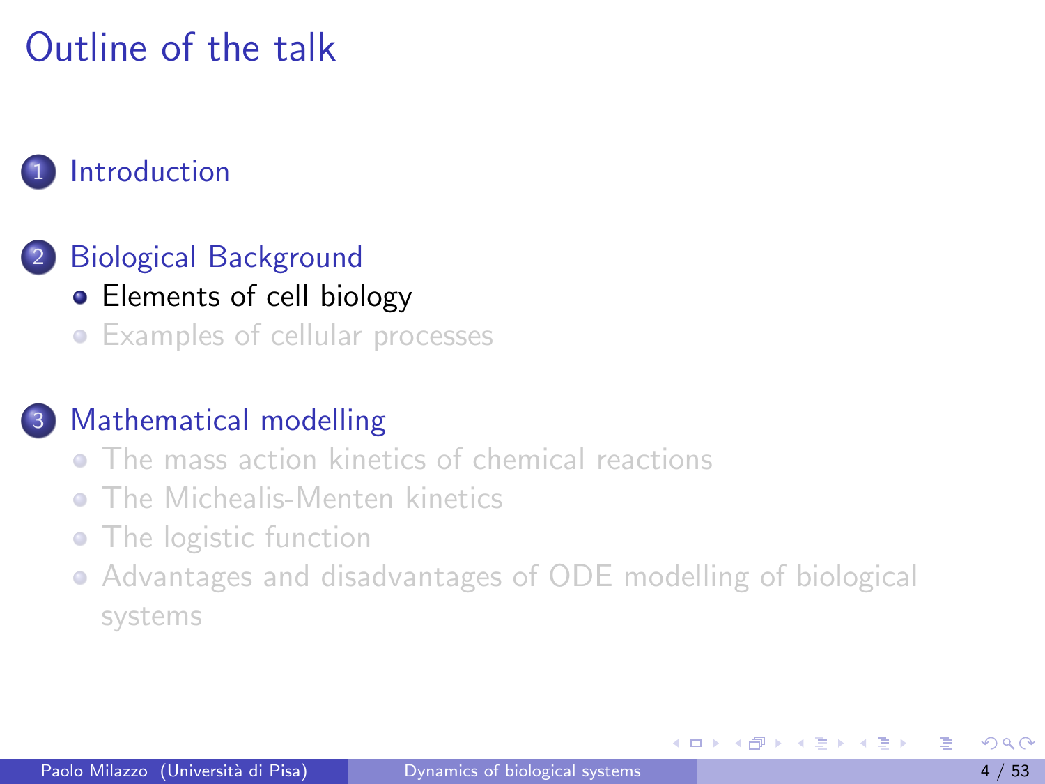# Outline of the talk

1. Introduction

2. Biological Background
   - Elements of cell biology
   - Examples of cellular processes

3. Mathematical modelling
   - The mass action kinetics of chemical reactions
   - The Michealis-Menten kinetics
   - The logistic function
   - Advantages and disadvantages of ODE modelling of biological systems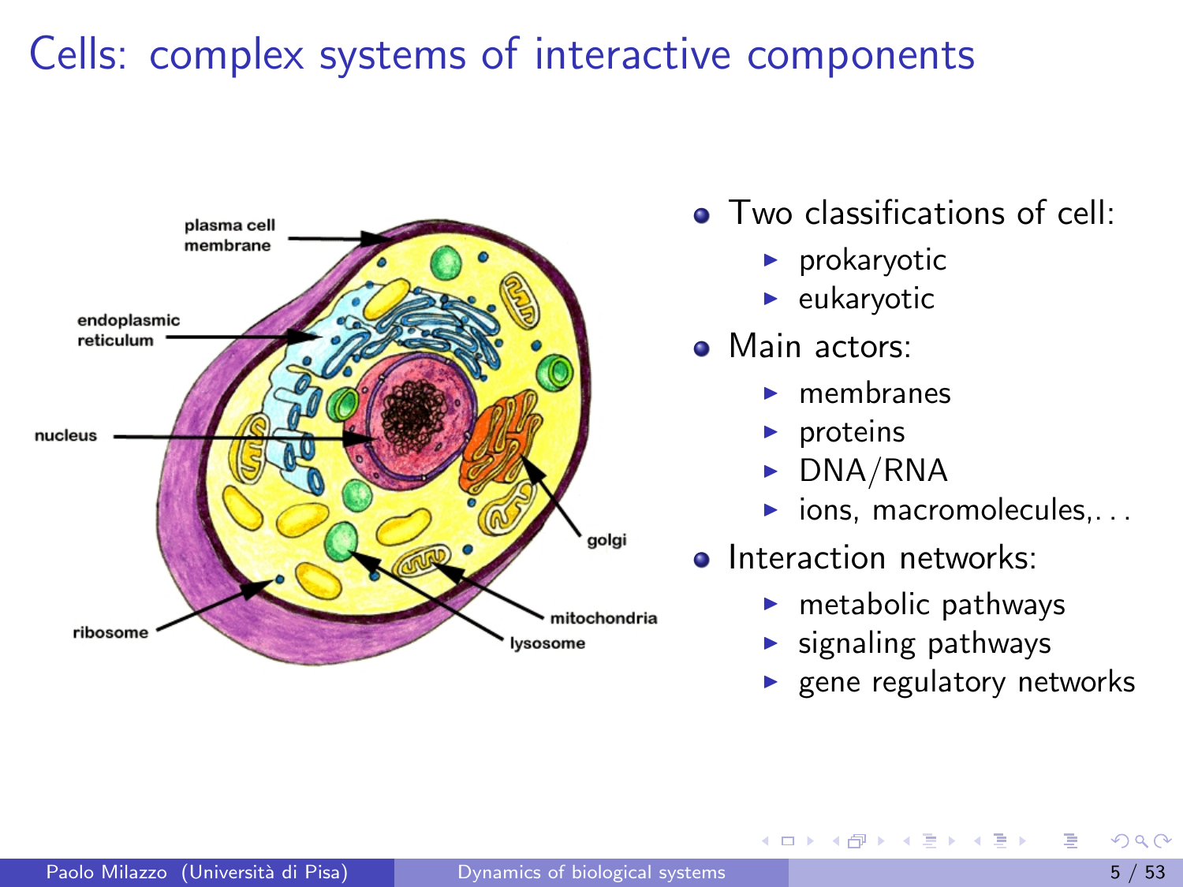# Cells: complex systems of interactive components

- Two classifications of cell:
  - prokaryotic
  - eukaryotic
- Main actors:
  - membranes
  - proteins
  - DNA/RNA
  - ions, macromolecules,...
- Interaction networks:
  - metabolic pathways
  - signaling pathways
  - gene regulatory networks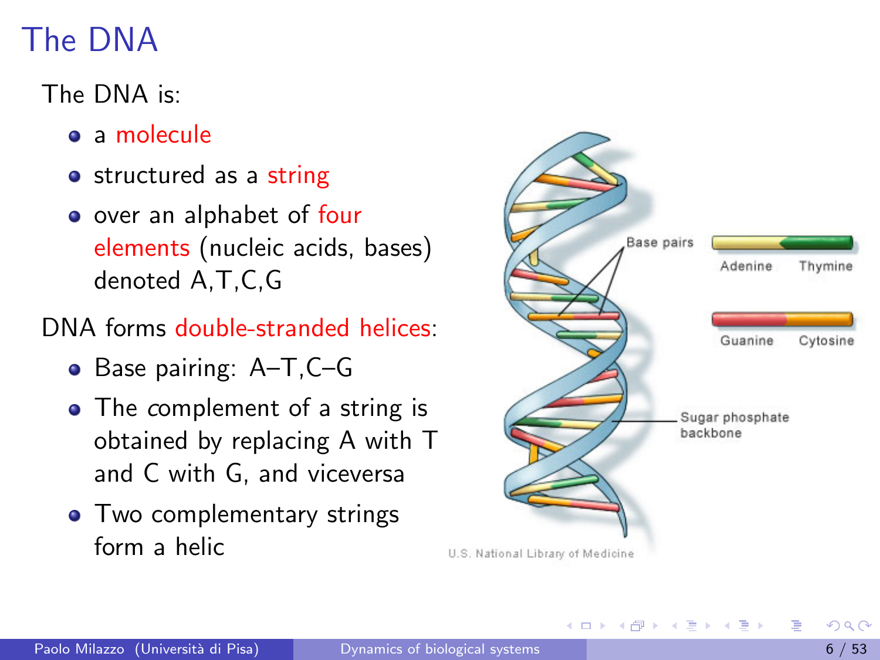# The DNA

The DNA is:

- a molecule
- structured as a string
- over an alphabet of four elements (nucleic acids, bases) denoted A,T,C,G

DNA forms double-stranded helices:

- Base pairing: A–T,C–G
- The *complement* of a string is obtained by replacing A with T and C with G, and viceversa
- Two complementary strings form a helic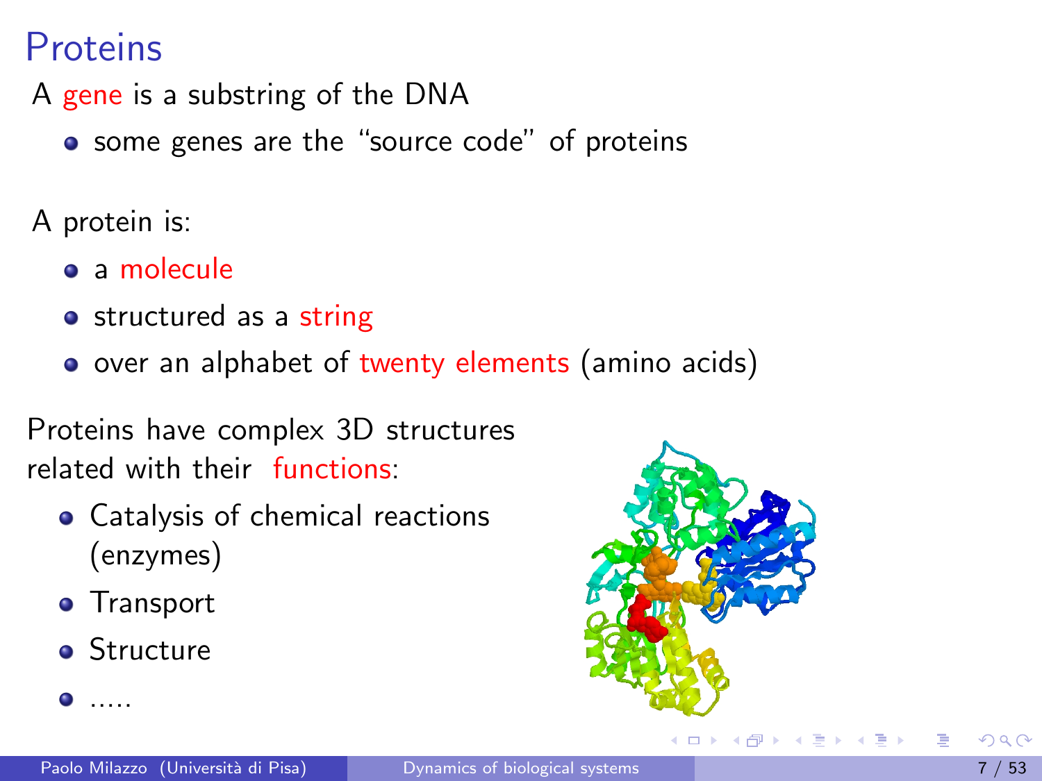# Proteins

A gene is a substring of the DNA

- some genes are the "source code" of proteins

A protein is:

- a molecule
- structured as a string
- over an alphabet of twenty elements (amino acids)

Proteins have complex 3D structures related with their functions:

- Catalysis of chemical reactions (enzymes)
- Transport
- Structure
- .....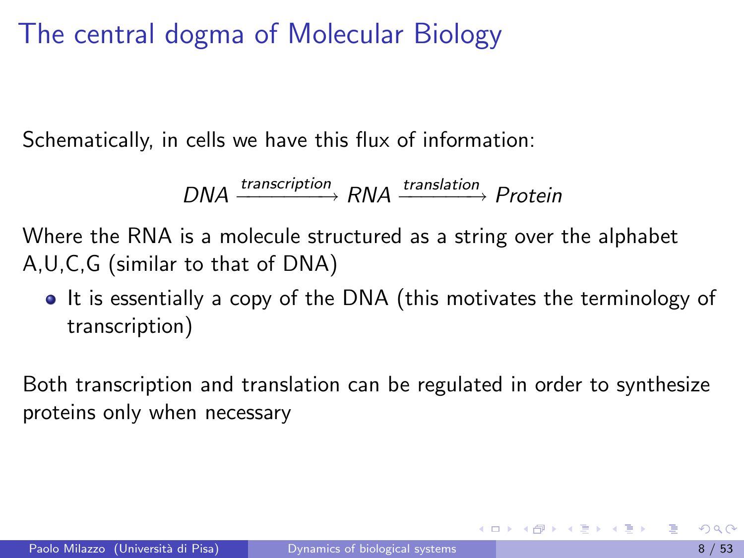# The central dogma of Molecular Biology

Schematically, in cells we have this flux of information:

$$DNA \xrightarrow{transcription} RNA \xrightarrow{translation} Protein$$

Where the RNA is a molecule structured as a string over the alphabet A,U,C,G (similar to that of DNA)

- It is essentially a copy of the DNA (this motivates the terminology of transcription)

Both transcription and translation can be regulated in order to synthesize proteins only when necessary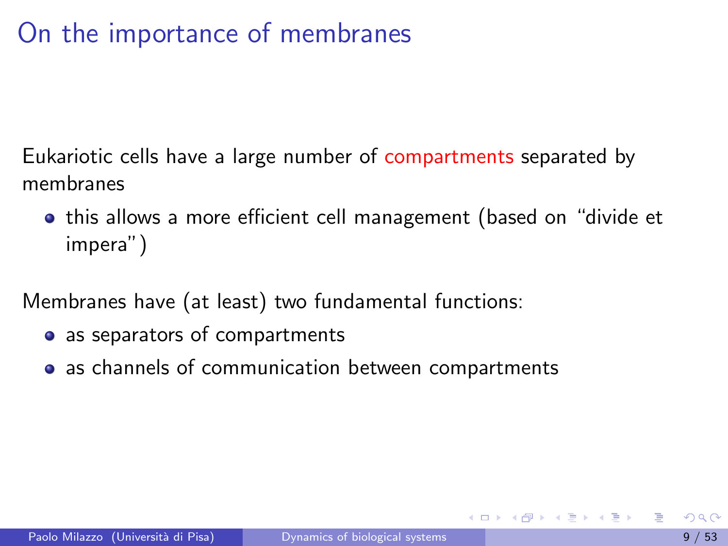# On the importance of membranes

Eukariotic cells have a large number of compartments separated by membranes

- this allows a more efficient cell management (based on "divide et impera")

Membranes have (at least) two fundamental functions:

- as separators of compartments
- as channels of communication between compartments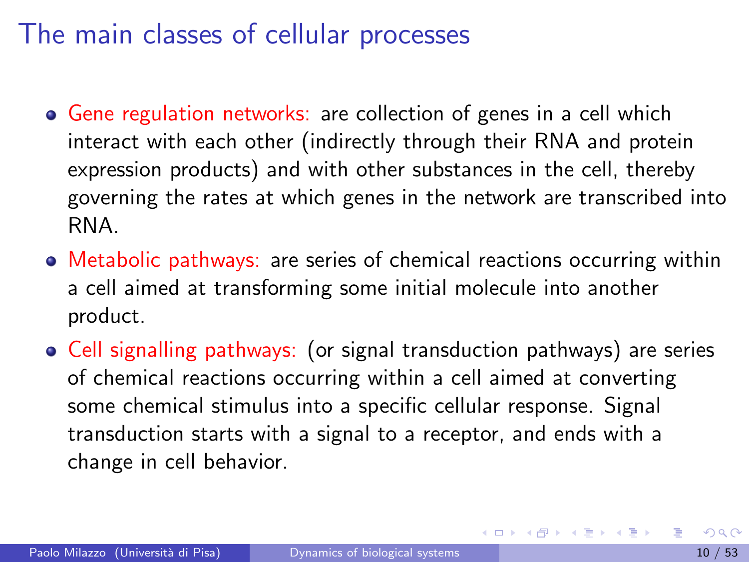# The main classes of cellular processes

- **Gene regulation networks:** are collection of genes in a cell which interact with each other (indirectly through their RNA and protein expression products) and with other substances in the cell, thereby governing the rates at which genes in the network are transcribed into RNA.
- **Metabolic pathways:** are series of chemical reactions occurring within a cell aimed at transforming some initial molecule into another product.
- **Cell signalling pathways:** (or signal transduction pathways) are series of chemical reactions occurring within a cell aimed at converting some chemical stimulus into a specific cellular response. Signal transduction starts with a signal to a receptor, and ends with a change in cell behavior.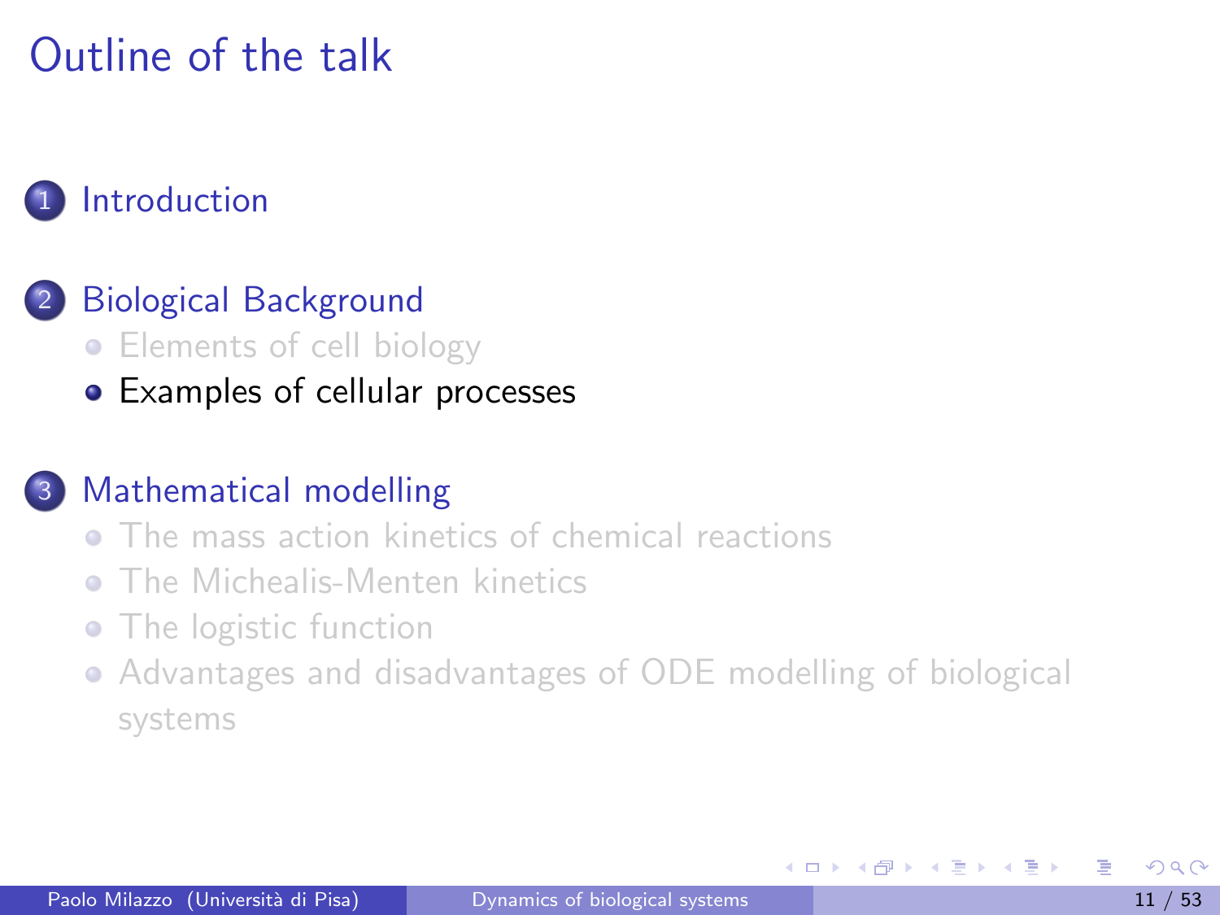# Outline of the talk

1. Introduction
2. Biological Background
   - Elements of cell biology
   - Examples of cellular processes
3. Mathematical modelling
   - The mass action kinetics of chemical reactions
   - The Michealis-Menten kinetics
   - The logistic function
   - Advantages and disadvantages of ODE modelling of biological systems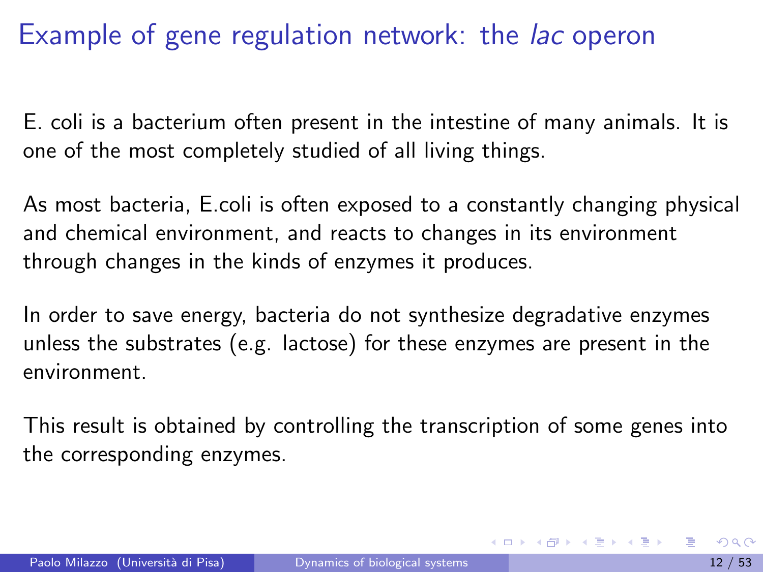# Example of gene regulation network: the *lac* operon

E. coli is a bacterium often present in the intestine of many animals. It is one of the most completely studied of all living things.

As most bacteria, E.coli is often exposed to a constantly changing physical and chemical environment, and reacts to changes in its environment through changes in the kinds of enzymes it produces.

In order to save energy, bacteria do not synthesize degradative enzymes unless the substrates (e.g. lactose) for these enzymes are present in the environment.

This result is obtained by controlling the transcription of some genes into the corresponding enzymes.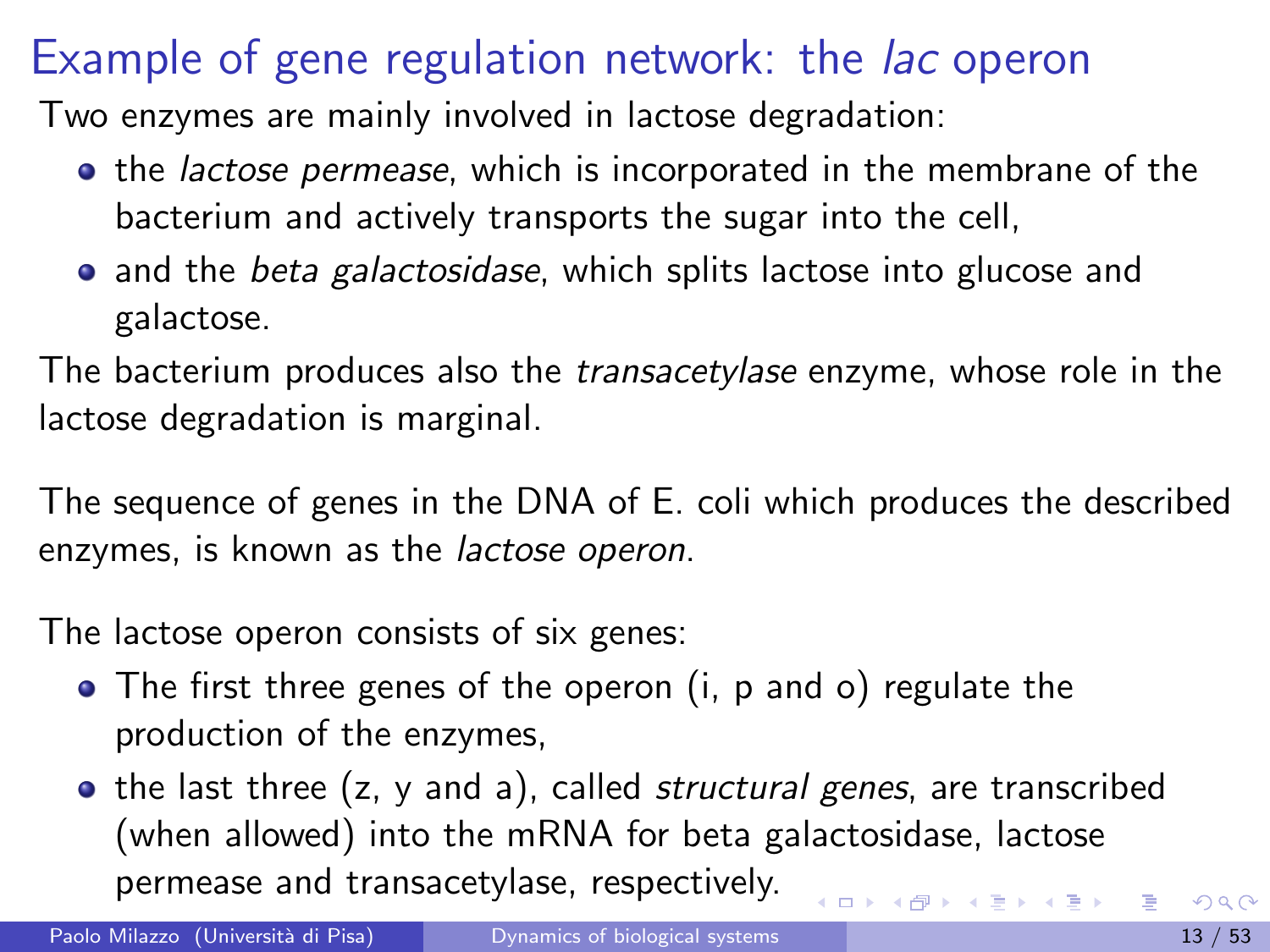# Example of gene regulation network: the *lac* operon

Two enzymes are mainly involved in lactose degradation:

- the *lactose permease*, which is incorporated in the membrane of the bacterium and actively transports the sugar into the cell,
- and the *beta galactosidase*, which splits lactose into glucose and galactose.

The bacterium produces also the *transacetylase* enzyme, whose role in the lactose degradation is marginal.

The sequence of genes in the DNA of E. coli which produces the described enzymes, is known as the *lactose operon*.

The lactose operon consists of six genes:

- The first three genes of the operon (i, p and o) regulate the production of the enzymes,
- the last three (z, y and a), called *structural genes*, are transcribed (when allowed) into the mRNA for beta galactosidase, lactose permease and transacetylase, respectively.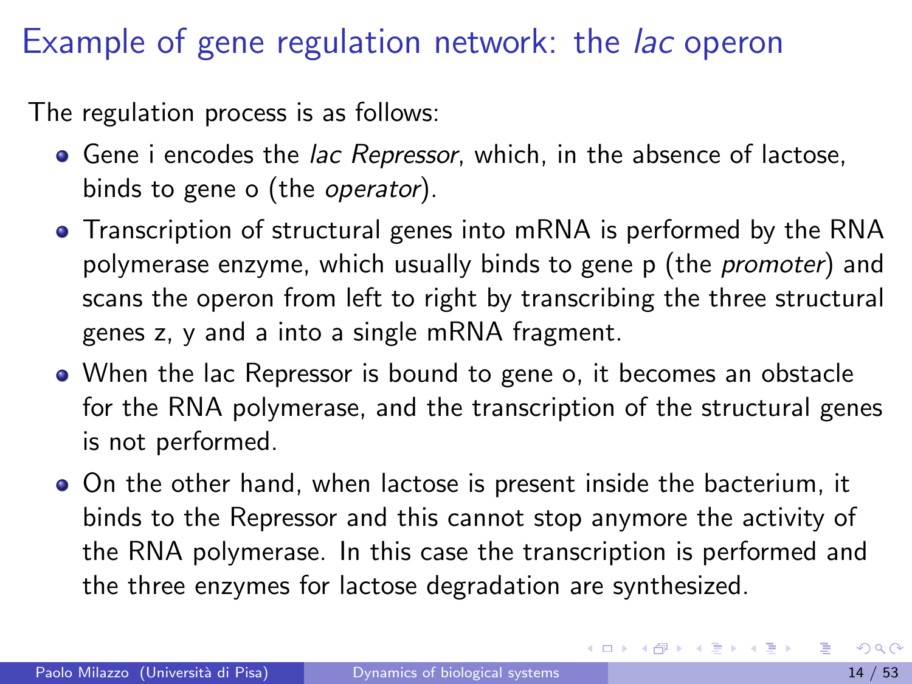# Example of gene regulation network: the *lac* operon

The regulation process is as follows:

- Gene i encodes the *lac Repressor*, which, in the absence of lactose, binds to gene o (the *operator*).
- Transcription of structural genes into mRNA is performed by the RNA polymerase enzyme, which usually binds to gene p (the *promoter*) and scans the operon from left to right by transcribing the three structural genes z, y and a into a single mRNA fragment.
- When the lac Repressor is bound to gene o, it becomes an obstacle for the RNA polymerase, and the transcription of the structural genes is not performed.
- On the other hand, when lactose is present inside the bacterium, it binds to the Repressor and this cannot stop anymore the activity of the RNA polymerase. In this case the transcription is performed and the three enzymes for lactose degradation are synthesized.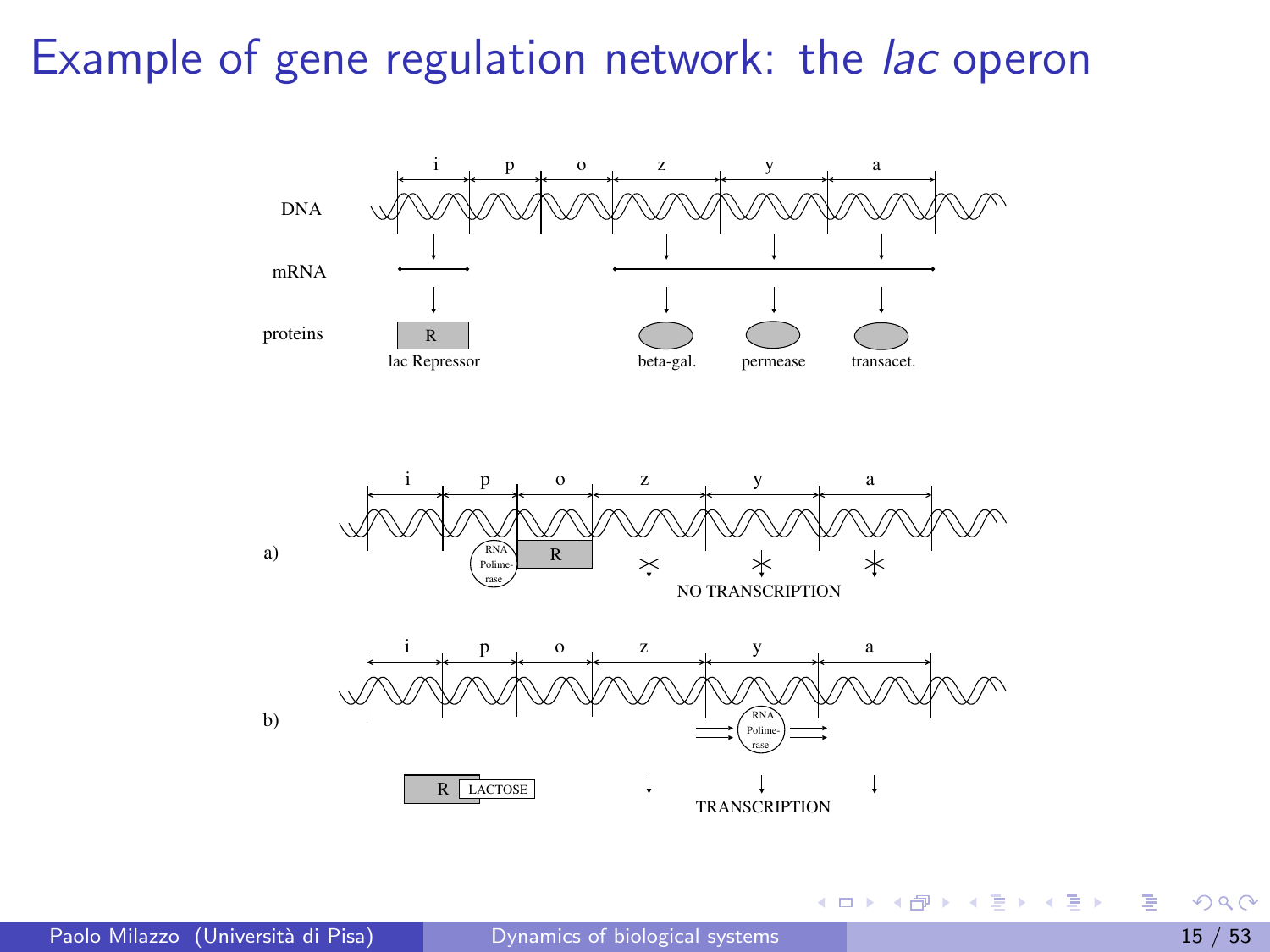# Example of gene regulation network: the *lac* operon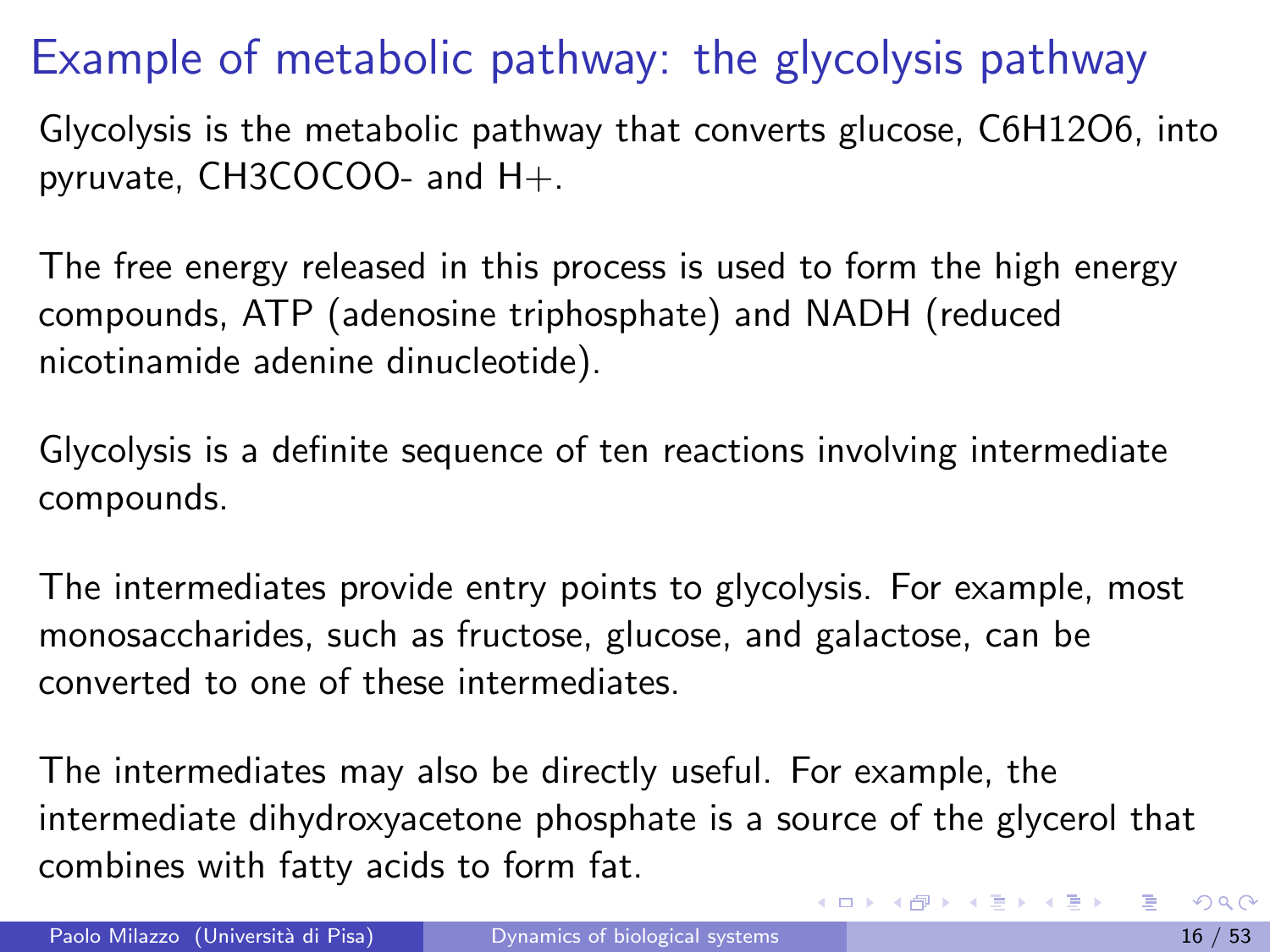# Example of metabolic pathway: the glycolysis pathway

Glycolysis is the metabolic pathway that converts glucose, $C_6H_{12}O_6$, into pyruvate, $CH_3COCOO^-$ and $H^+$.

The free energy released in this process is used to form the high energy compounds, ATP (adenosine triphosphate) and NADH (reduced nicotinamide adenine dinucleotide).

Glycolysis is a definite sequence of ten reactions involving intermediate compounds.

The intermediates provide entry points to glycolysis. For example, most monosaccharides, such as fructose, glucose, and galactose, can be converted to one of these intermediates.

The intermediates may also be directly useful. For example, the intermediate dihydroxyacetone phosphate is a source of the glycerol that combines with fatty acids to form fat.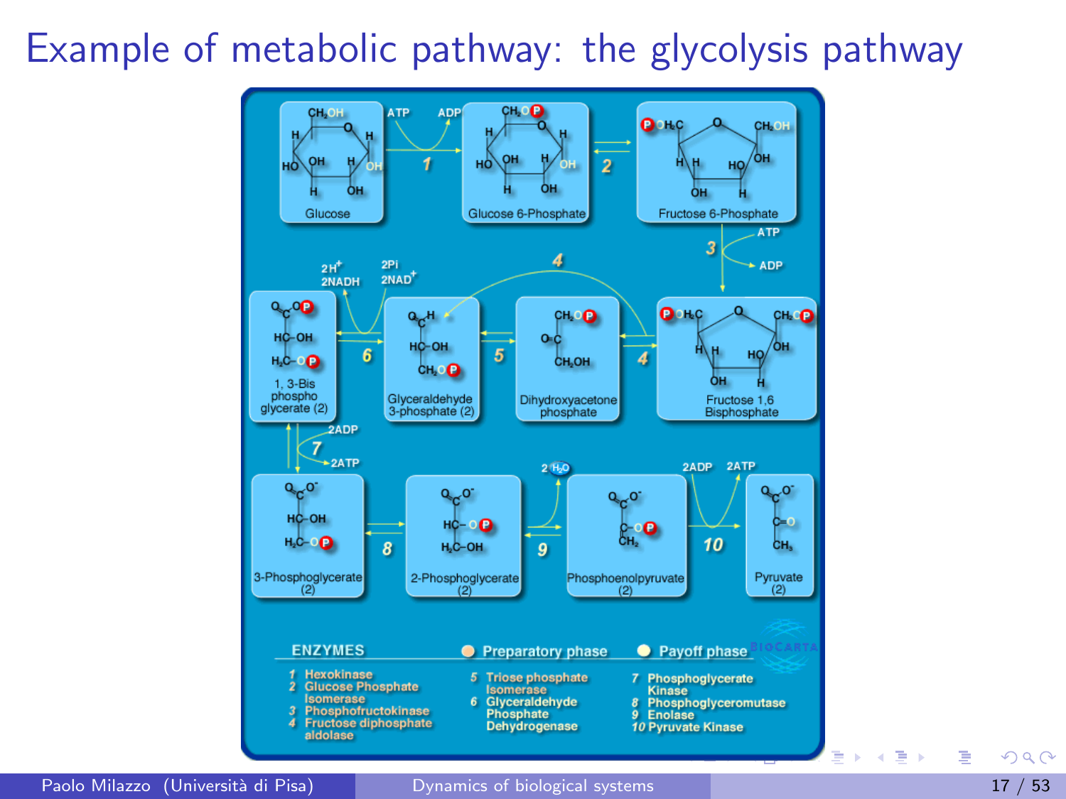# Example of metabolic pathway: the glycolysis pathway

Glucose → (1; ATP → ADP) → Glucose 6-Phosphate ⇌ (2) Fructose 6-Phosphate → (3; ATP → ADP) → Fructose 1,6 Bisphosphate ⇌ (4) Dihydroxyacetone phosphate ⇌ (5) Glyceraldehyde 3-phosphate (2); Fructose 1,6 Bisphosphate → (4) Glyceraldehyde 3-phosphate (2) ⇌ (6; 2Pi, $2NAD^+$ → $2H^+$, 2NADH) 1, 3-Bis phospho glycerate (2) ⇌ (7; 2ADP → 2ATP) 3-Phosphoglycerate (2) ⇌ (8) 2-Phosphoglycerate (2) ⇌ (9; 2 $H_2O$) Phosphoenolpyruvate (2) → (10; 2ADP → 2ATP) Pyruvate (2)

**ENZYMES**

Preparatory phase / Payoff phase

1. Hexokinase
2. Glucose Phosphate Isomerase
3. Phosphofructokinase
4. Fructose diphosphate aldolase
5. Triose phosphate Isomerase
6. Glyceraldehyde Phosphate Dehydrogenase
7. Phosphoglycerate Kinase
8. Phosphoglyceromutase
9. Enolase
10. Pyruvate Kinase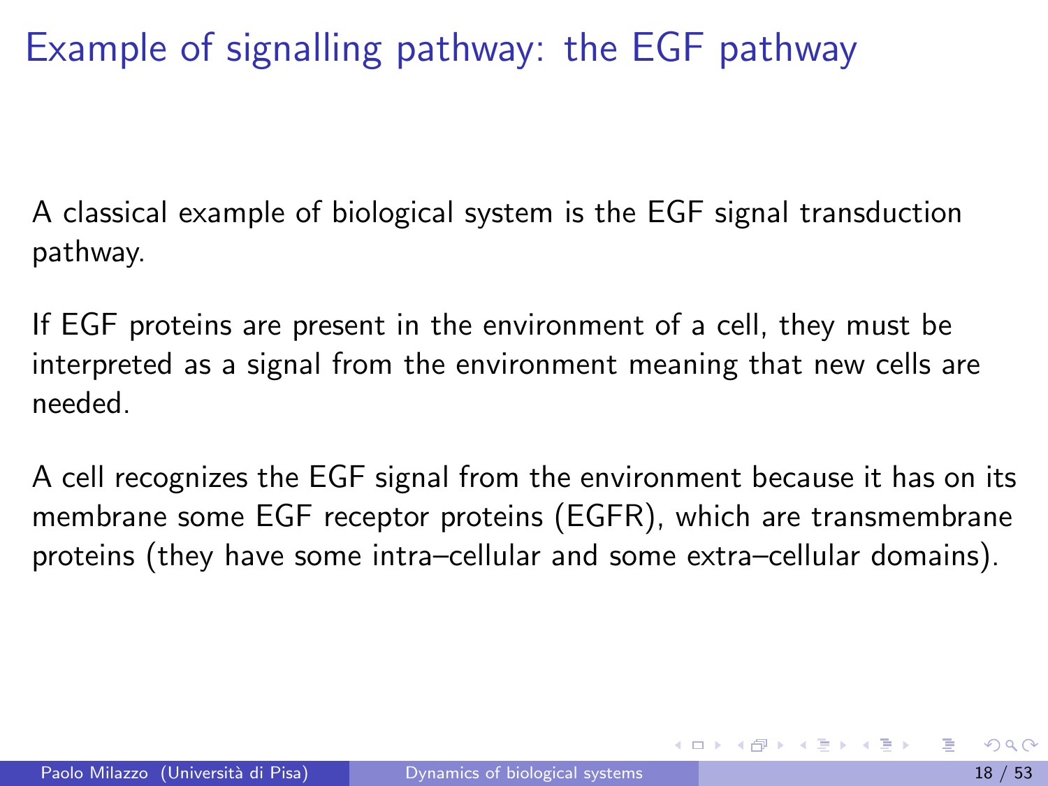# Example of signalling pathway: the EGF pathway

A classical example of biological system is the EGF signal transduction pathway.

If EGF proteins are present in the environment of a cell, they must be interpreted as a signal from the environment meaning that new cells are needed.

A cell recognizes the EGF signal from the environment because it has on its membrane some EGF receptor proteins (EGFR), which are transmembrane proteins (they have some intra–cellular and some extra–cellular domains).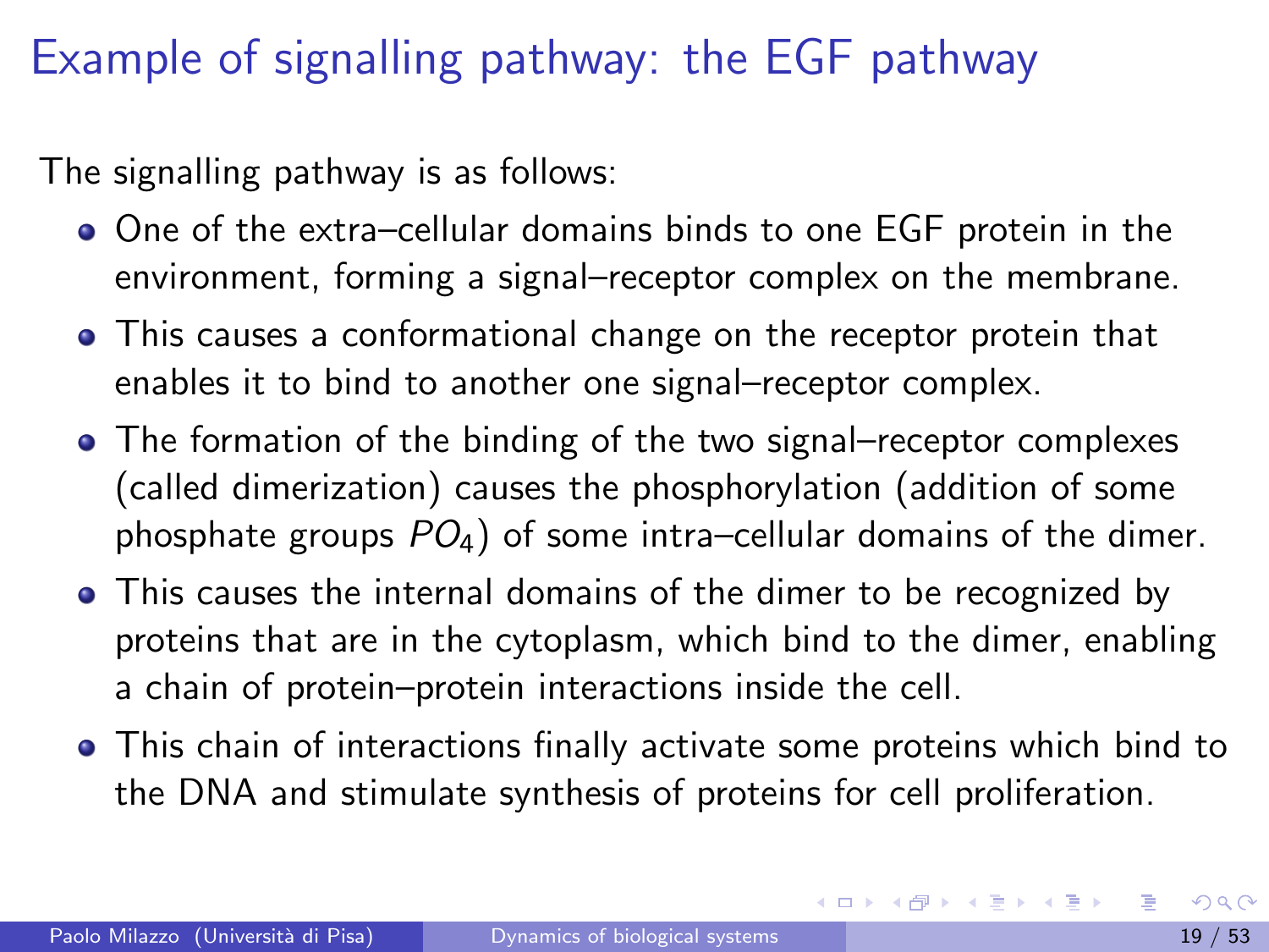# Example of signalling pathway: the EGF pathway

The signalling pathway is as follows:

- One of the extra–cellular domains binds to one EGF protein in the environment, forming a signal–receptor complex on the membrane.
- This causes a conformational change on the receptor protein that enables it to bind to another one signal–receptor complex.
- The formation of the binding of the two signal–receptor complexes (called dimerization) causes the phosphorylation (addition of some phosphate groups $PO_4$) of some intra–cellular domains of the dimer.
- This causes the internal domains of the dimer to be recognized by proteins that are in the cytoplasm, which bind to the dimer, enabling a chain of protein–protein interactions inside the cell.
- This chain of interactions finally activate some proteins which bind to the DNA and stimulate synthesis of proteins for cell proliferation.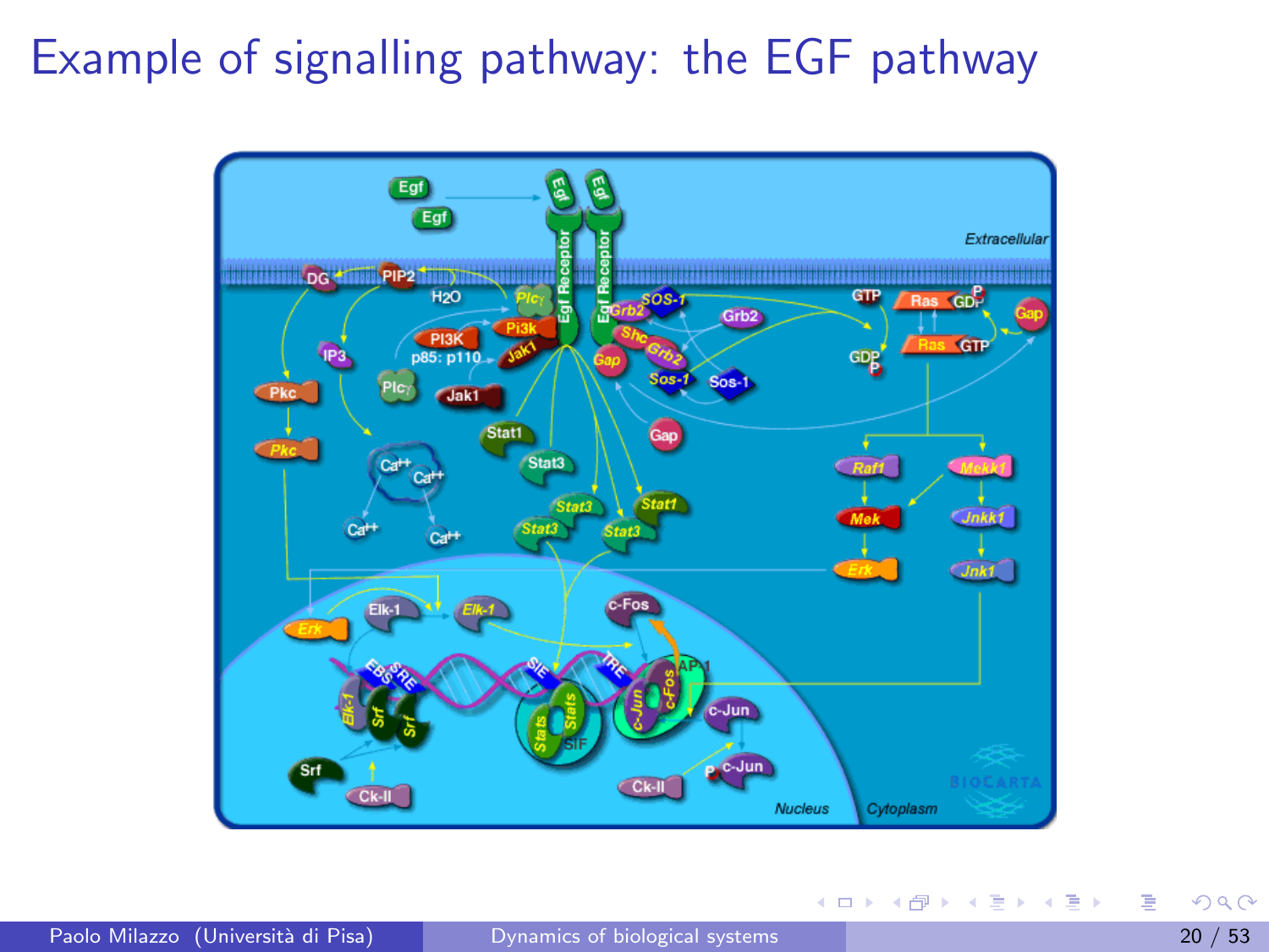# Example of signalling pathway: the EGF pathway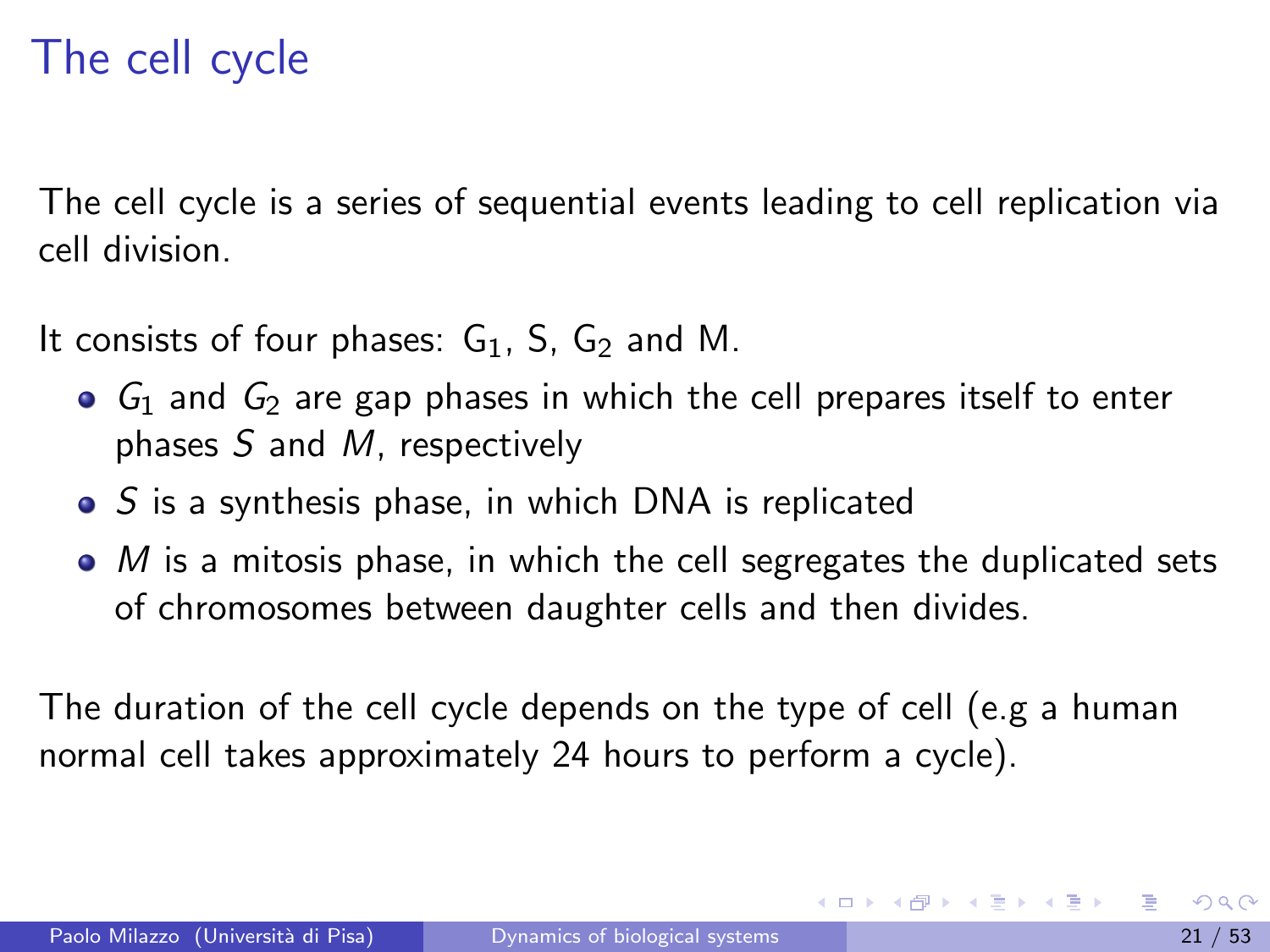# The cell cycle

The cell cycle is a series of sequential events leading to cell replication via cell division.

It consists of four phases: $G_1$, S, $G_2$ and M.

- $G_1$ and $G_2$ are gap phases in which the cell prepares itself to enter phases $S$ and $M$, respectively
- $S$ is a synthesis phase, in which DNA is replicated
- $M$ is a mitosis phase, in which the cell segregates the duplicated sets of chromosomes between daughter cells and then divides.

The duration of the cell cycle depends on the type of cell (e.g a human normal cell takes approximately 24 hours to perform a cycle).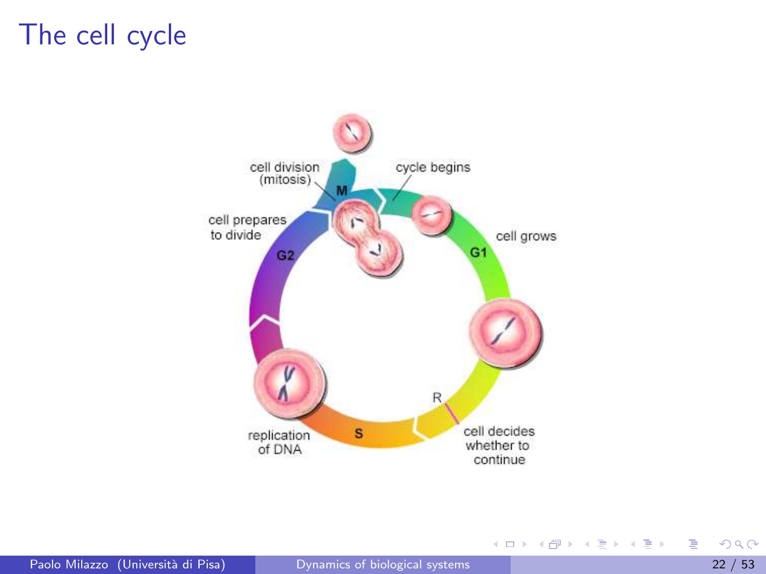# The cell cycle

cell division (mitosis)

M

cycle begins

cell prepares to divide

G2

cell grows

G1

R

replication of DNA

S

cell decides whether to continue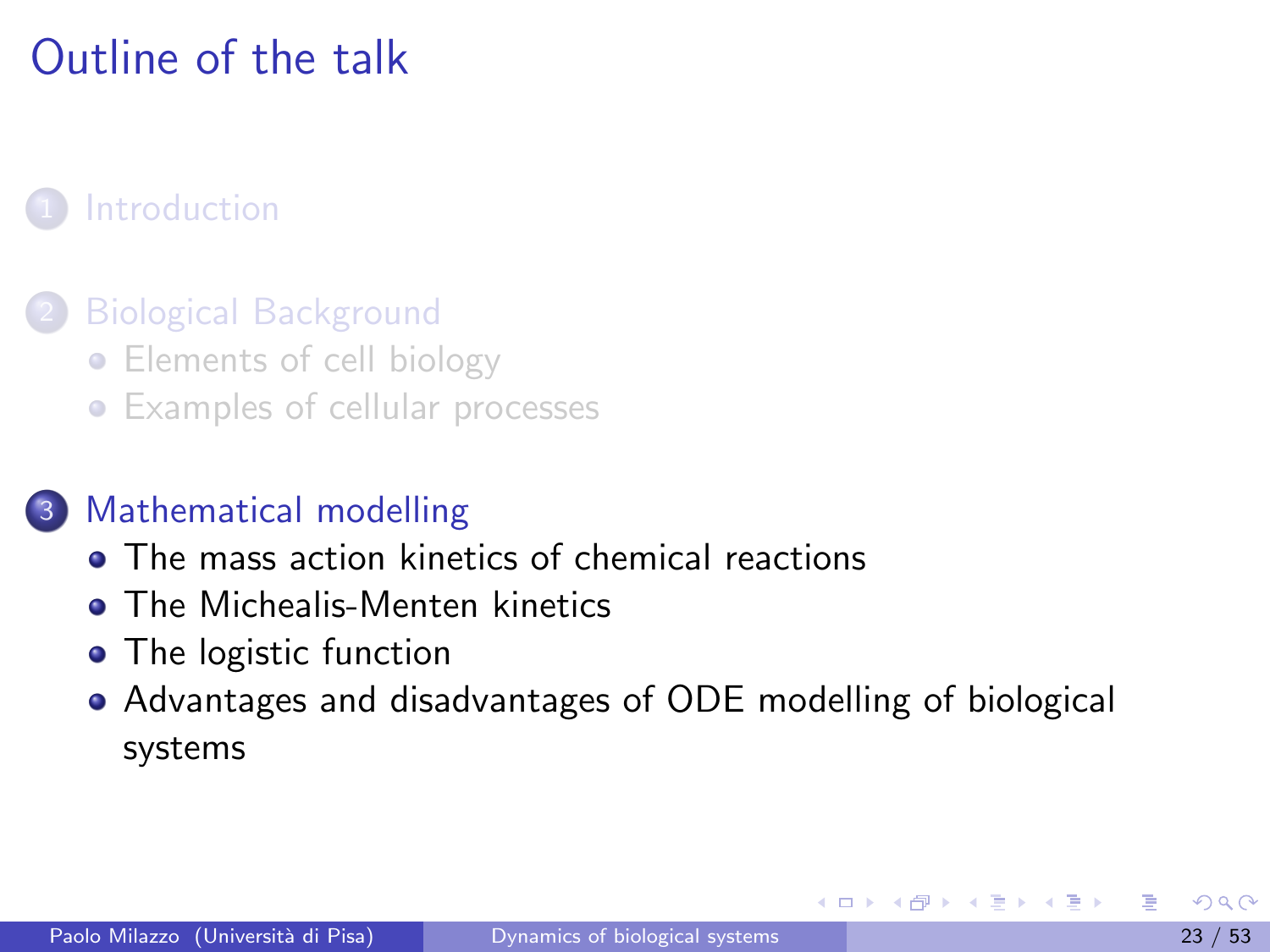# Outline of the talk

1. Introduction

2. Biological Background
   - Elements of cell biology
   - Examples of cellular processes

3. Mathematical modelling
   - The mass action kinetics of chemical reactions
   - The Michealis-Menten kinetics
   - The logistic function
   - Advantages and disadvantages of ODE modelling of biological systems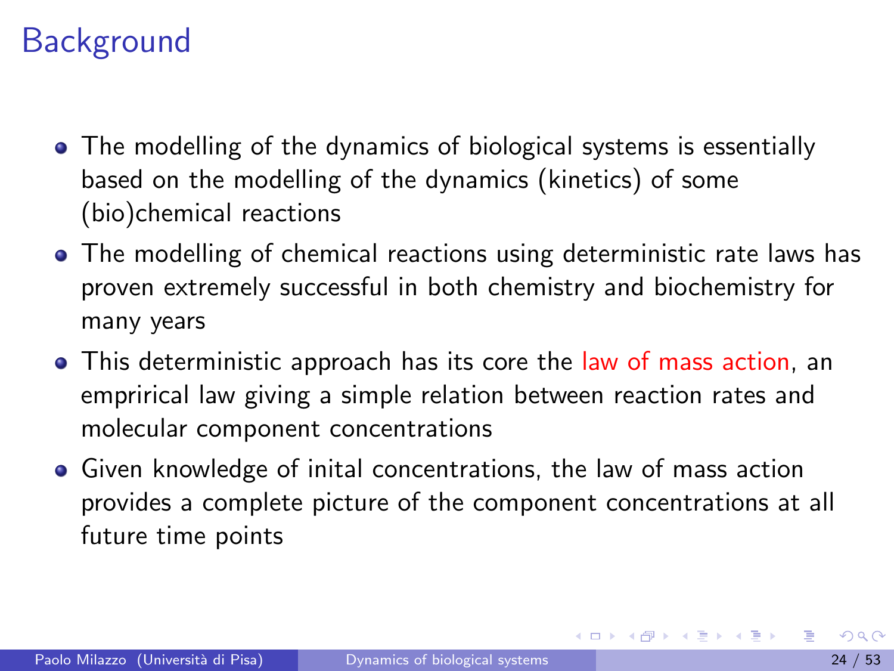# Background

- The modelling of the dynamics of biological systems is essentially based on the modelling of the dynamics (kinetics) of some (bio)chemical reactions
- The modelling of chemical reactions using deterministic rate laws has proven extremely successful in both chemistry and biochemistry for many years
- This deterministic approach has its core the law of mass action, an emprirical law giving a simple relation between reaction rates and molecular component concentrations
- Given knowledge of inital concentrations, the law of mass action provides a complete picture of the component concentrations at all future time points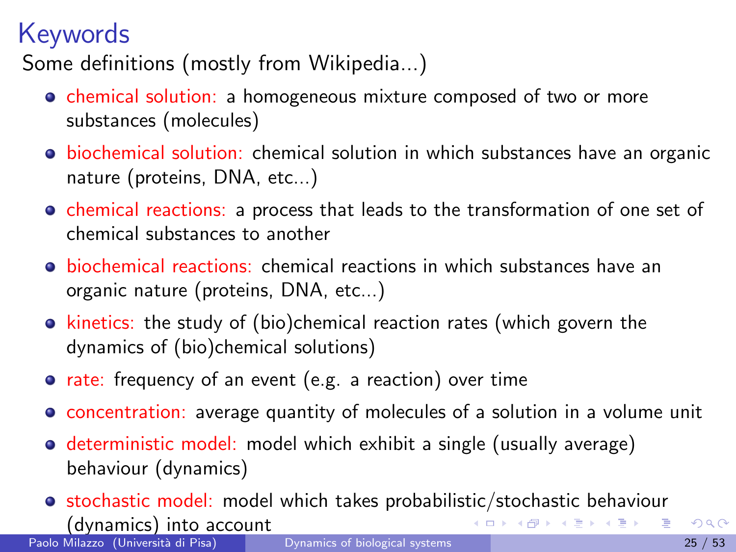# Keywords

Some definitions (mostly from Wikipedia...)

- chemical solution: a homogeneous mixture composed of two or more substances (molecules)
- biochemical solution: chemical solution in which substances have an organic nature (proteins, DNA, etc...)
- chemical reactions: a process that leads to the transformation of one set of chemical substances to another
- biochemical reactions: chemical reactions in which substances have an organic nature (proteins, DNA, etc...)
- kinetics: the study of (bio)chemical reaction rates (which govern the dynamics of (bio)chemical solutions)
- rate: frequency of an event (e.g. a reaction) over time
- concentration: average quantity of molecules of a solution in a volume unit
- deterministic model: model which exhibit a single (usually average) behaviour (dynamics)
- stochastic model: model which takes probabilistic/stochastic behaviour (dynamics) into account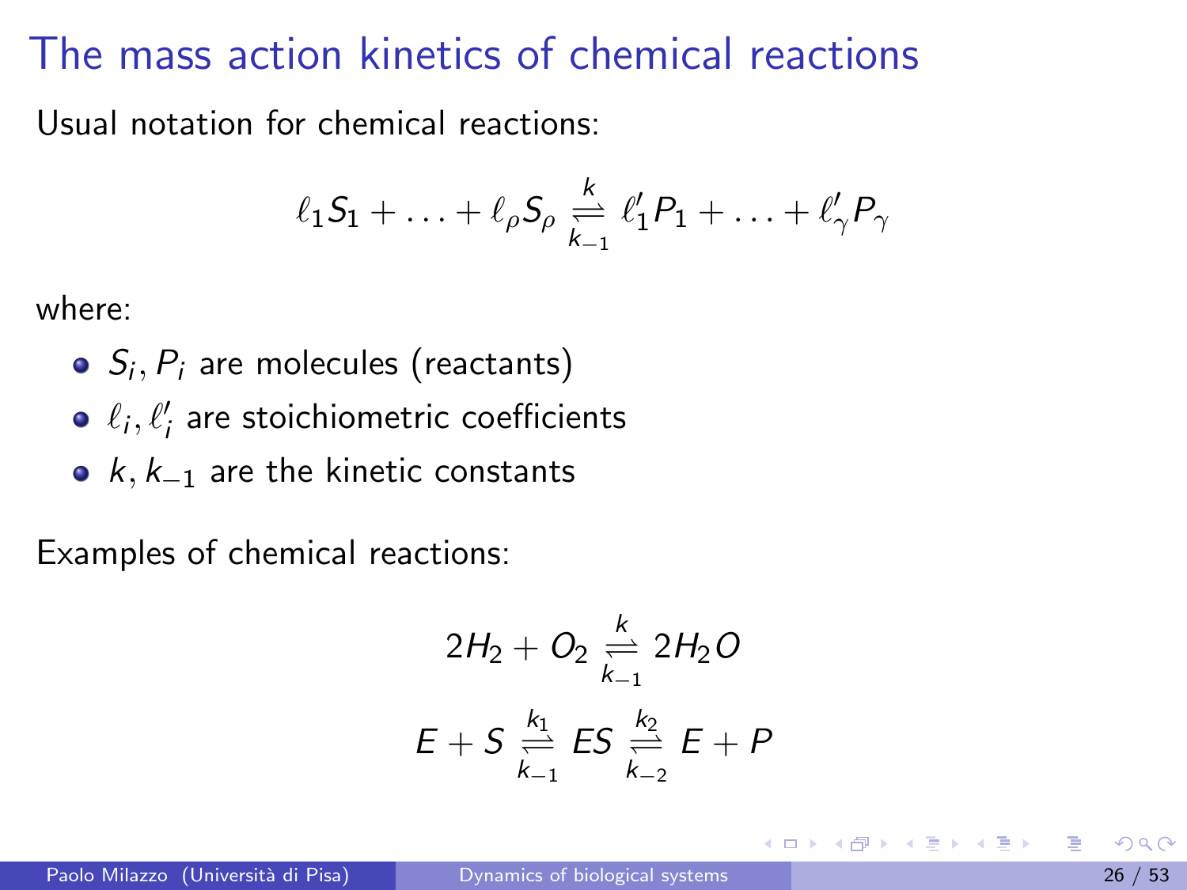# The mass action kinetics of chemical reactions

Usual notation for chemical reactions:

$$\ell_1 S_1 + \ldots + \ell_\rho S_\rho \underset{k_{-1}}{\overset{k}{\rightleftharpoons}} \ell'_1 P_1 + \ldots + \ell'_\gamma P_\gamma$$

where:

- $S_i, P_i$ are molecules (reactants)
- $\ell_i, \ell'_i$ are stoichiometric coefficients
- $k, k_{-1}$ are the kinetic constants

Examples of chemical reactions:

$$2H_2 + O_2 \underset{k_{-1}}{\overset{k}{\rightleftharpoons}} 2H_2O$$

$$E + S \underset{k_{-1}}{\overset{k_1}{\rightleftharpoons}} ES \underset{k_{-2}}{\overset{k_2}{\rightleftharpoons}} E + P$$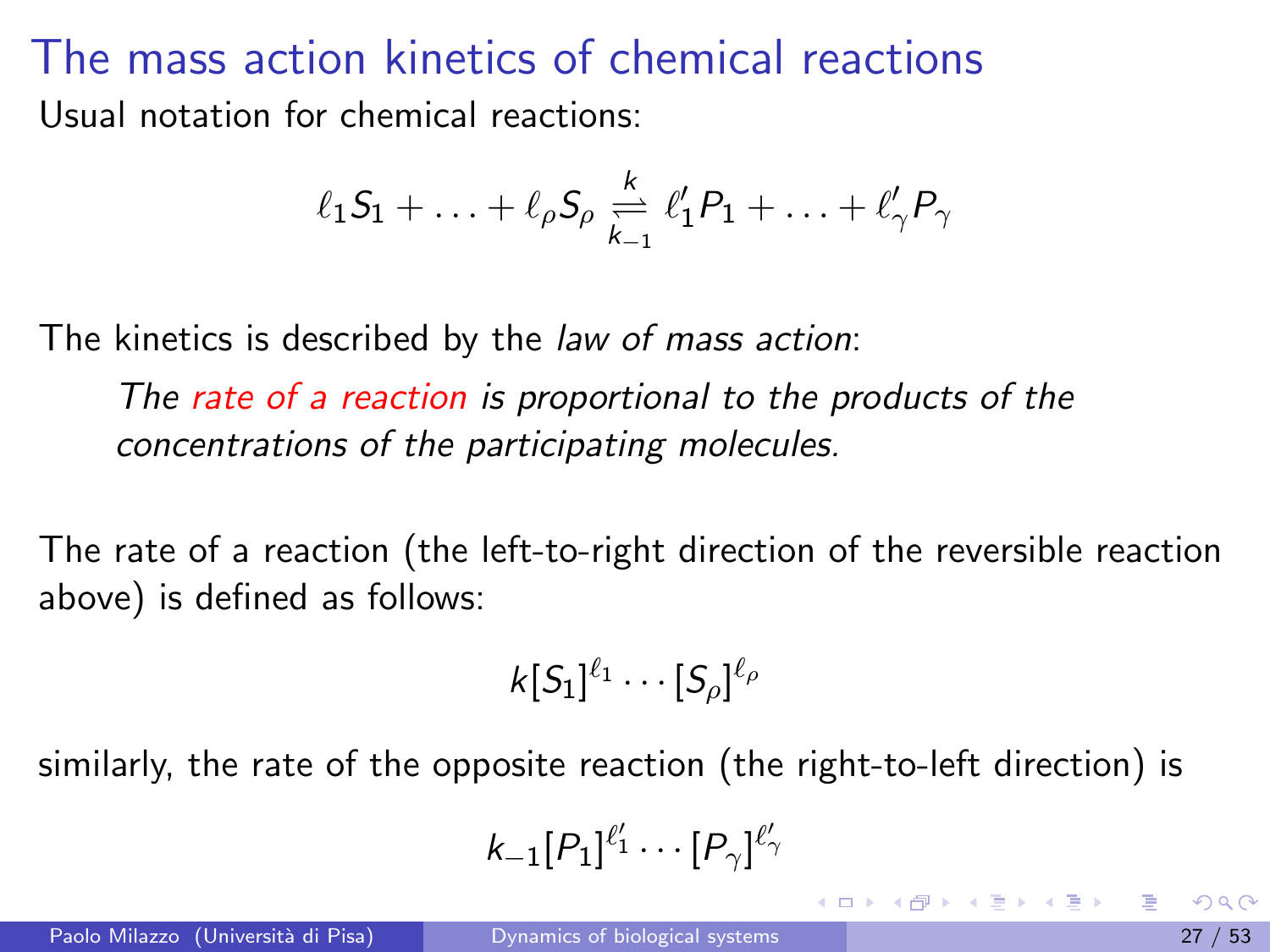# The mass action kinetics of chemical reactions

Usual notation for chemical reactions:

$$\ell_1 S_1 + \ldots + \ell_\rho S_\rho \underset{k_{-1}}{\overset{k}{\rightleftharpoons}} \ell'_1 P_1 + \ldots + \ell'_\gamma P_\gamma$$

The kinetics is described by the *law of mass action*:

> *The rate of a reaction is proportional to the products of the concentrations of the participating molecules.*

The rate of a reaction (the left-to-right direction of the reversible reaction above) is defined as follows:

$$k[S_1]^{\ell_1} \cdots [S_\rho]^{\ell_\rho}$$

similarly, the rate of the opposite reaction (the right-to-left direction) is

$$k_{-1}[P_1]^{\ell'_1} \cdots [P_\gamma]^{\ell'_\gamma}$$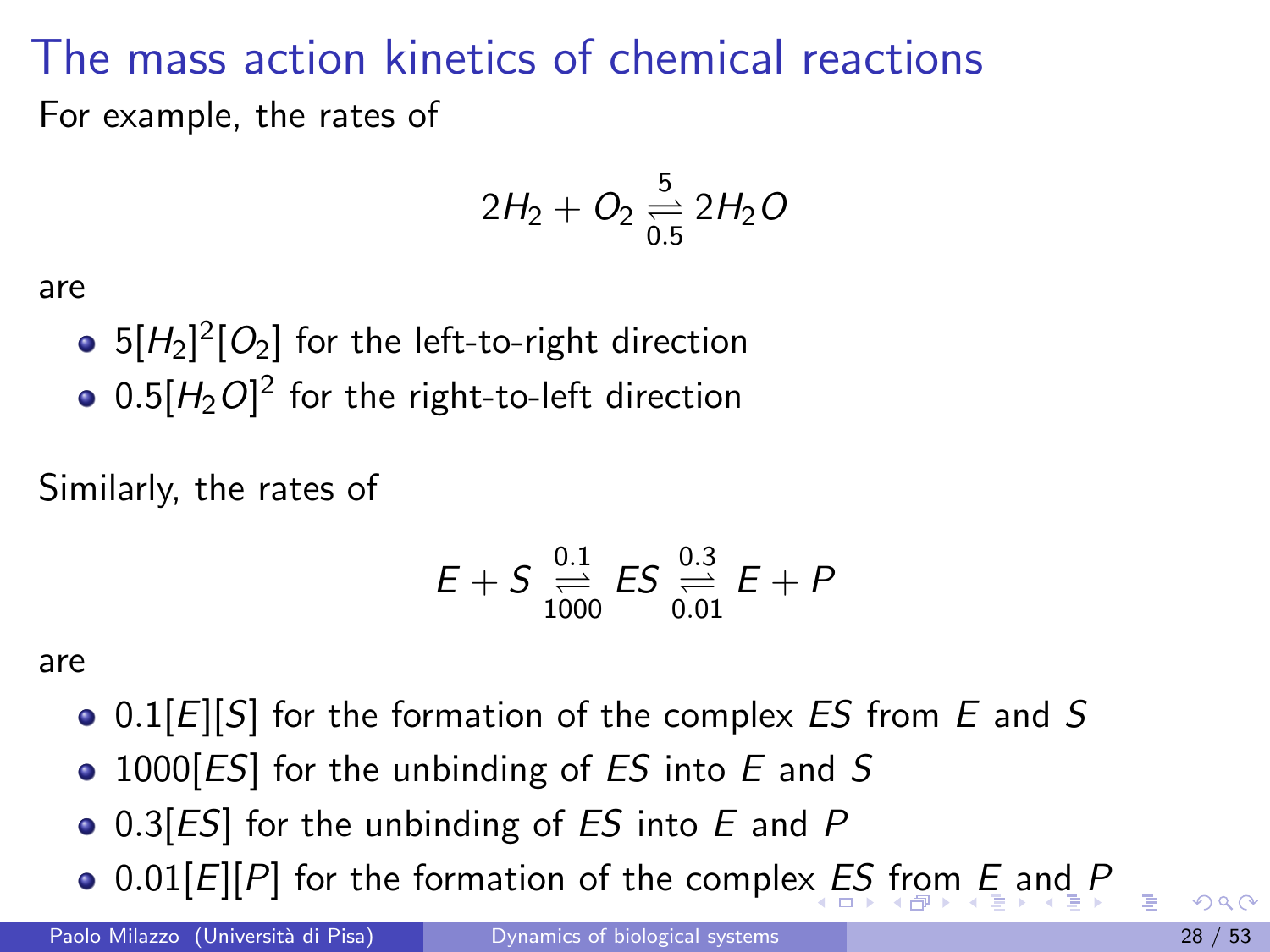# The mass action kinetics of chemical reactions

For example, the rates of

$$2H_2 + O_2 \underset{0.5}{\overset{5}{\rightleftharpoons}} 2H_2O$$

are

- $5[H_2]^2[O_2]$ for the left-to-right direction
- $0.5[H_2O]^2$ for the right-to-left direction

Similarly, the rates of

$$E + S \underset{1000}{\overset{0.1}{\rightleftharpoons}} ES \underset{0.01}{\overset{0.3}{\rightleftharpoons}} E + P$$

are

- $0.1[E][S]$ for the formation of the complex $ES$ from $E$ and $S$
- $1000[ES]$ for the unbinding of $ES$ into $E$ and $S$
- $0.3[ES]$ for the unbinding of $ES$ into $E$ and $P$
- $0.01[E][P]$ for the formation of the complex $ES$ from $E$ and $P$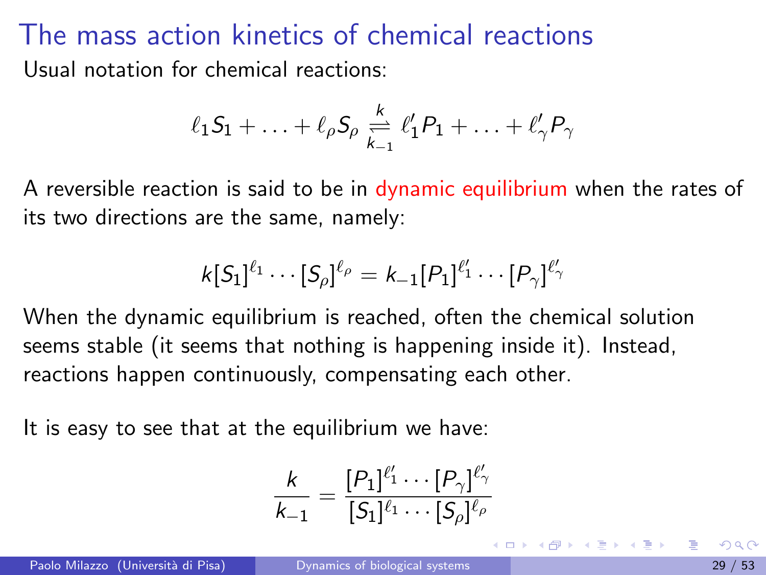# The mass action kinetics of chemical reactions

Usual notation for chemical reactions:

$$\ell_1 S_1 + \ldots + \ell_\rho S_\rho \underset{k_{-1}}{\overset{k}{\rightleftharpoons}} \ell'_1 P_1 + \ldots + \ell'_\gamma P_\gamma$$

A reversible reaction is said to be in dynamic equilibrium when the rates of its two directions are the same, namely:

$$k[S_1]^{\ell_1} \cdots [S_\rho]^{\ell_\rho} = k_{-1}[P_1]^{\ell'_1} \cdots [P_\gamma]^{\ell'_\gamma}$$

When the dynamic equilibrium is reached, often the chemical solution seems stable (it seems that nothing is happening inside it). Instead, reactions happen continuously, compensating each other.

It is easy to see that at the equilibrium we have:

$$\frac{k}{k_{-1}} = \frac{[P_1]^{\ell'_1} \cdots [P_\gamma]^{\ell'_\gamma}}{[S_1]^{\ell_1} \cdots [S_\rho]^{\ell_\rho}}$$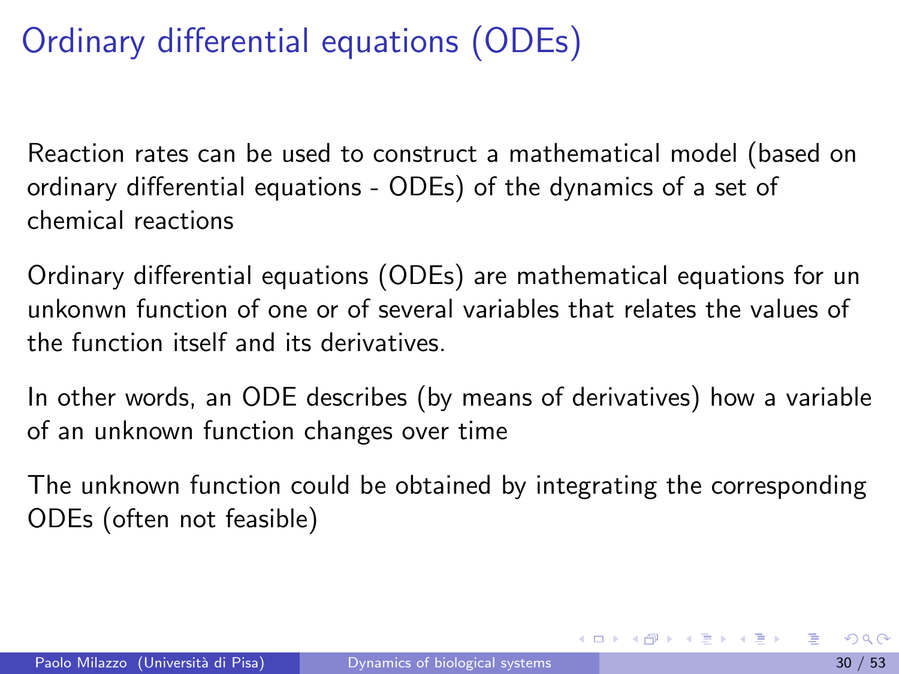# Ordinary differential equations (ODEs)

Reaction rates can be used to construct a mathematical model (based on ordinary differential equations - ODEs) of the dynamics of a set of chemical reactions

Ordinary differential equations (ODEs) are mathematical equations for un unkonwn function of one or of several variables that relates the values of the function itself and its derivatives.

In other words, an ODE describes (by means of derivatives) how a variable of an unknown function changes over time

The unknown function could be obtained by integrating the corresponding ODEs (often not feasible)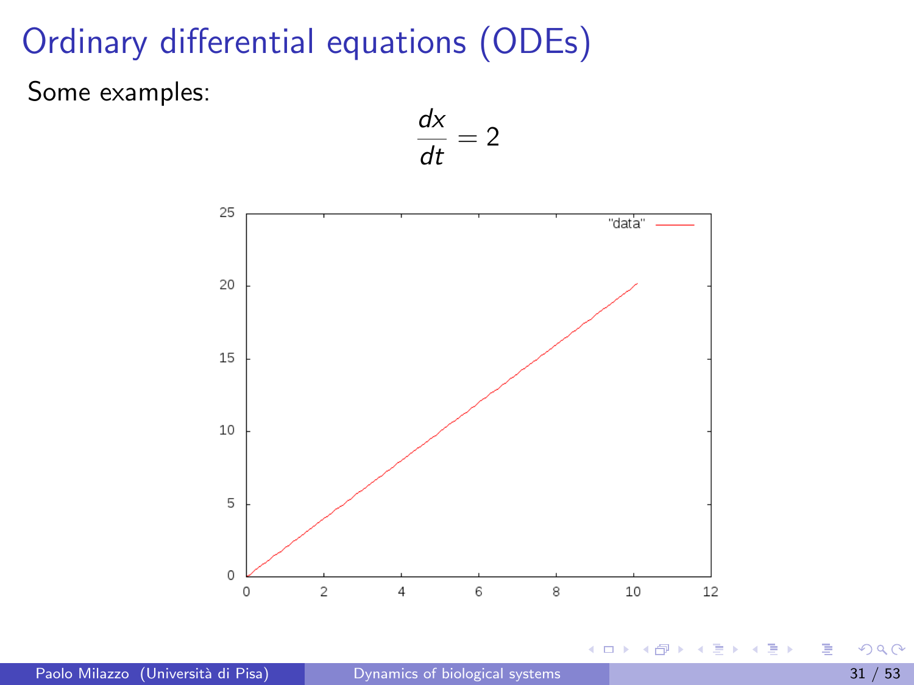# Ordinary differential equations (ODEs)

Some examples:

$$\frac{dx}{dt} = 2$$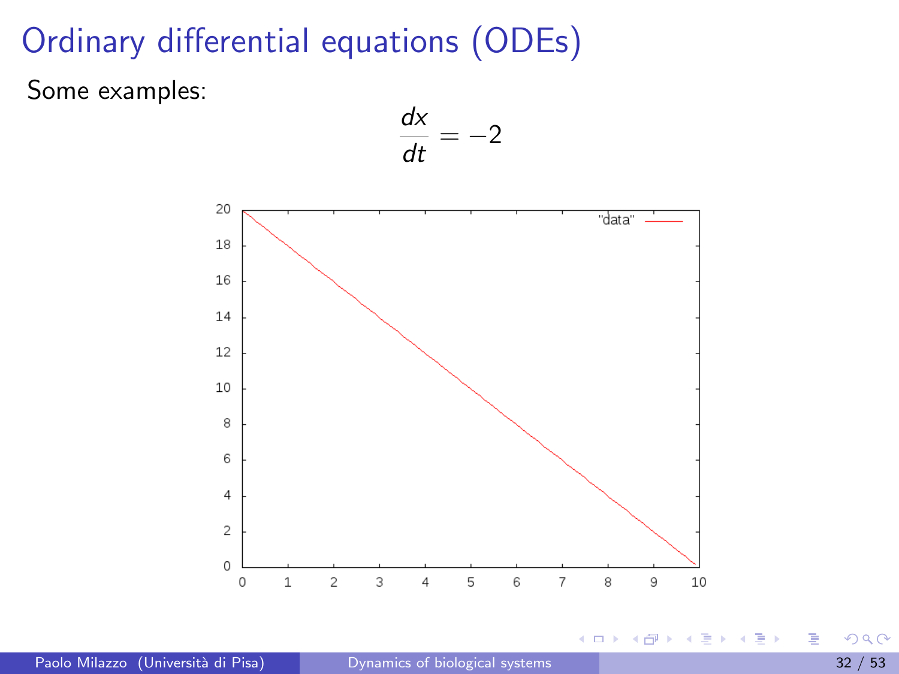# Ordinary differential equations (ODEs)

Some examples:

$$\frac{dx}{dt} = -2$$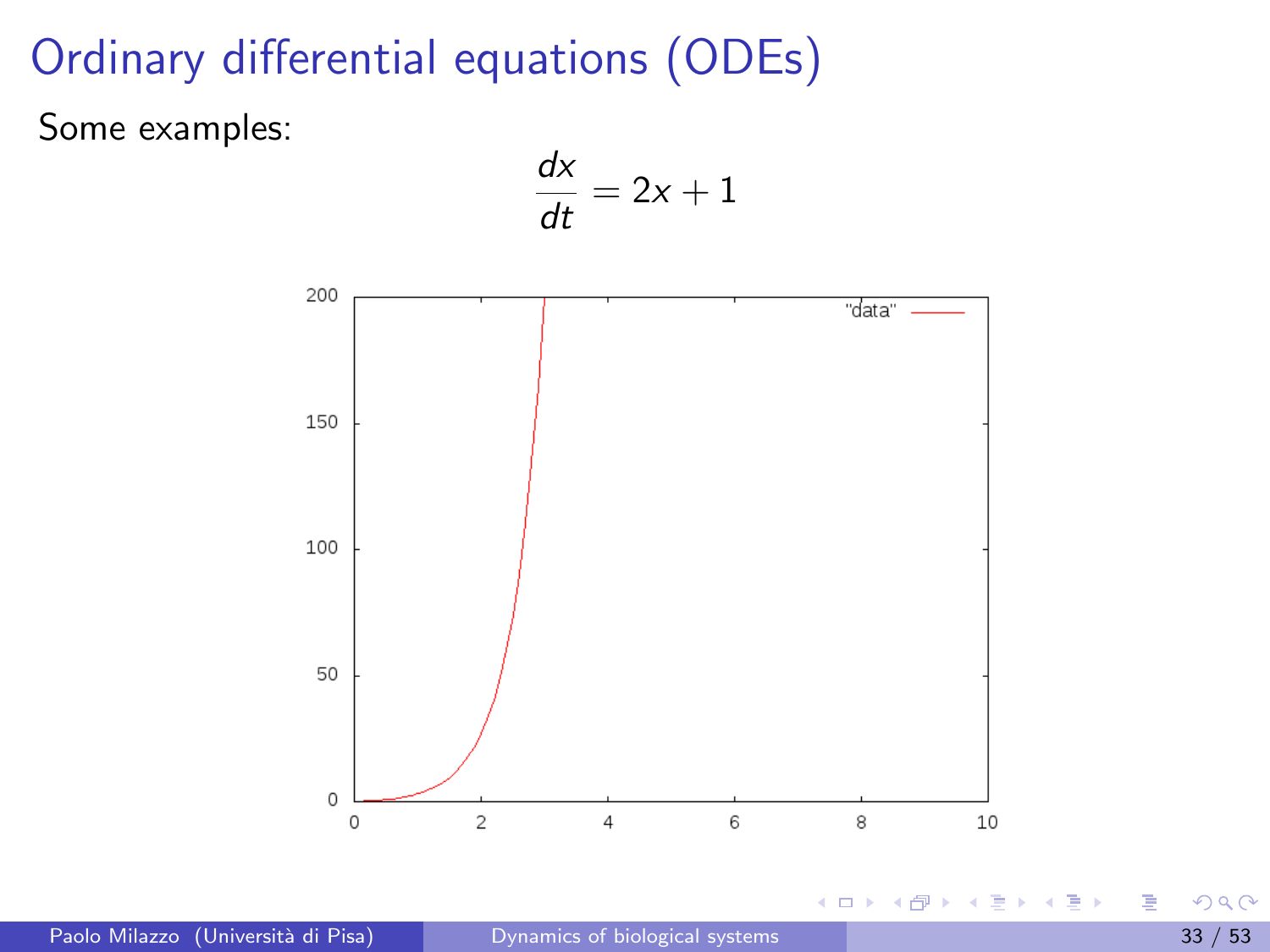# Ordinary differential equations (ODEs)

Some examples:

$$\frac{dx}{dt} = 2x + 1$$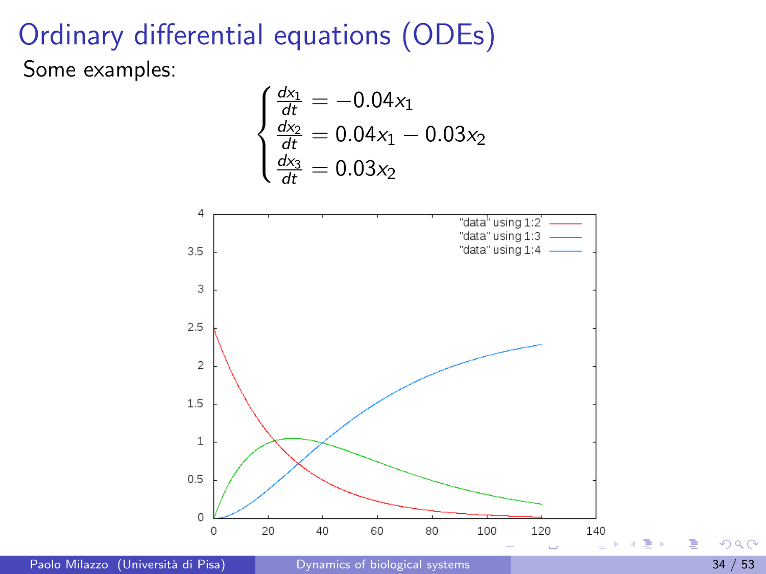# Ordinary differential equations (ODEs)

Some examples:

$$
\begin{cases}
\frac{dx_1}{dt} = -0.04x_1 \\
\frac{dx_2}{dt} = 0.04x_1 - 0.03x_2 \\
\frac{dx_3}{dt} = 0.03x_2
\end{cases}
$$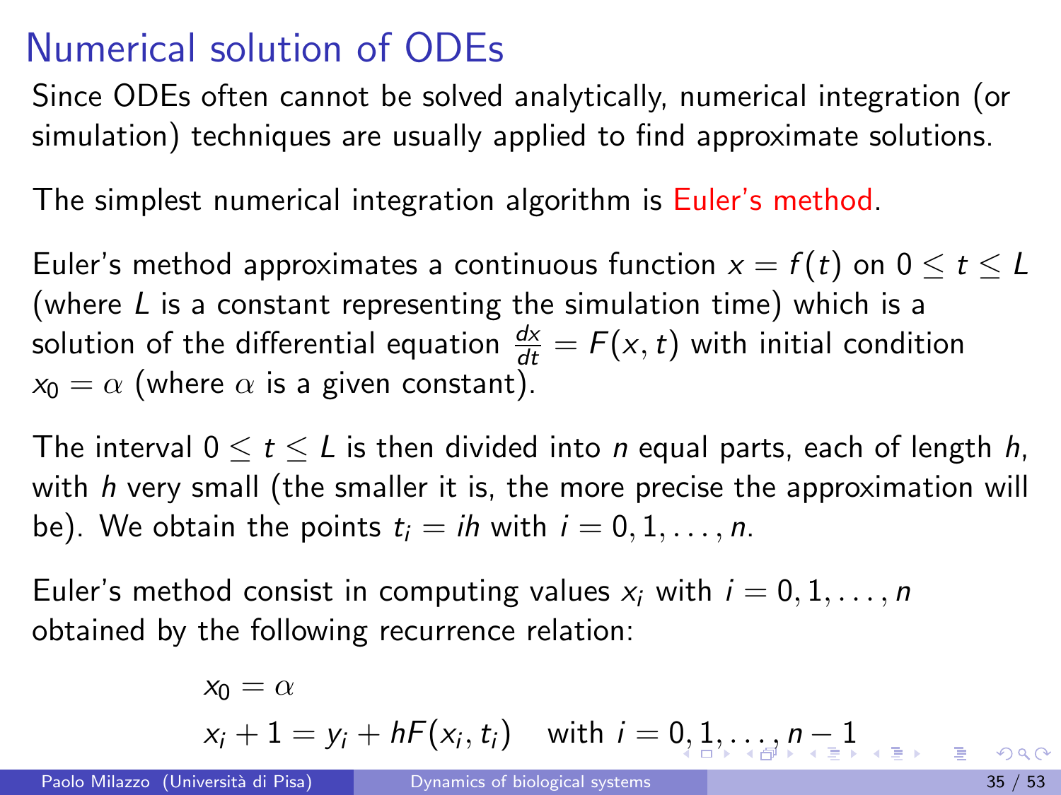# Numerical solution of ODEs

Since ODEs often cannot be solved analytically, numerical integration (or simulation) techniques are usually applied to find approximate solutions.

The simplest numerical integration algorithm is Euler's method.

Euler's method approximates a continuous function $x = f(t)$ on $0 \leq t \leq L$ (where $L$ is a constant representing the simulation time) which is a solution of the differential equation $\frac{dx}{dt} = F(x, t)$ with initial condition $x_0 = \alpha$ (where $\alpha$ is a given constant).

The interval $0 \leq t \leq L$ is then divided into $n$ equal parts, each of length $h$, with $h$ very small (the smaller it is, the more precise the approximation will be). We obtain the points $t_i = ih$ with $i = 0, 1, \ldots, n$.

Euler's method consist in computing values $x_i$ with $i = 0, 1, \ldots, n$ obtained by the following recurrence relation:

$$
\begin{aligned}
& x_0 = \alpha \\
& x_i + 1 = y_i + hF(x_i, t_i) \quad \text{with } i = 0, 1, \ldots, n-1
\end{aligned}
$$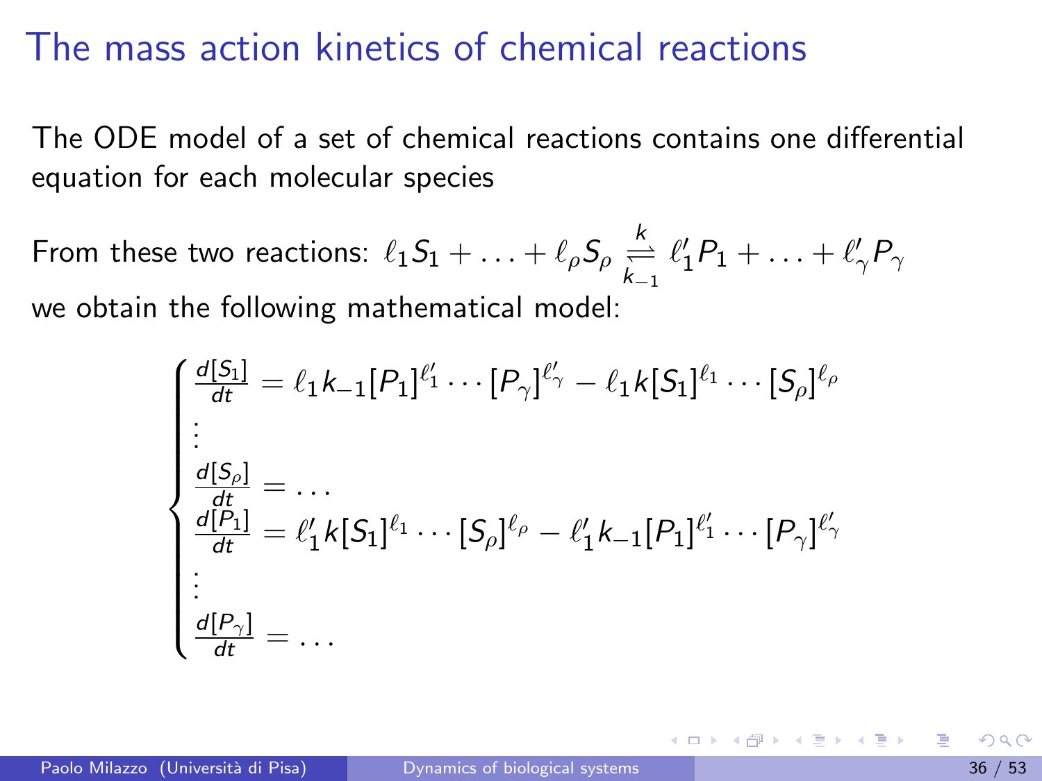# The mass action kinetics of chemical reactions

The ODE model of a set of chemical reactions contains one differential equation for each molecular species

From these two reactions: $\ell_1 S_1 + \ldots + \ell_\rho S_\rho \underset{k_{-1}}{\overset{k}{\rightleftharpoons}} \ell'_1 P_1 + \ldots + \ell'_\gamma P_\gamma$

we obtain the following mathematical model:

$$
\begin{cases}
\frac{d[S_1]}{dt} = \ell_1 k_{-1}[P_1]^{\ell'_1} \cdots [P_\gamma]^{\ell'_\gamma} - \ell_1 k [S_1]^{\ell_1} \cdots [S_\rho]^{\ell_\rho} \\
\vdots \\
\frac{d[S_\rho]}{dt} = \ldots \\
\frac{d[P_1]}{dt} = \ell'_1 k [S_1]^{\ell_1} \cdots [S_\rho]^{\ell_\rho} - \ell'_1 k_{-1}[P_1]^{\ell'_1} \cdots [P_\gamma]^{\ell'_\gamma} \\
\vdots \\
\frac{d[P_\gamma]}{dt} = \ldots
\end{cases}
$$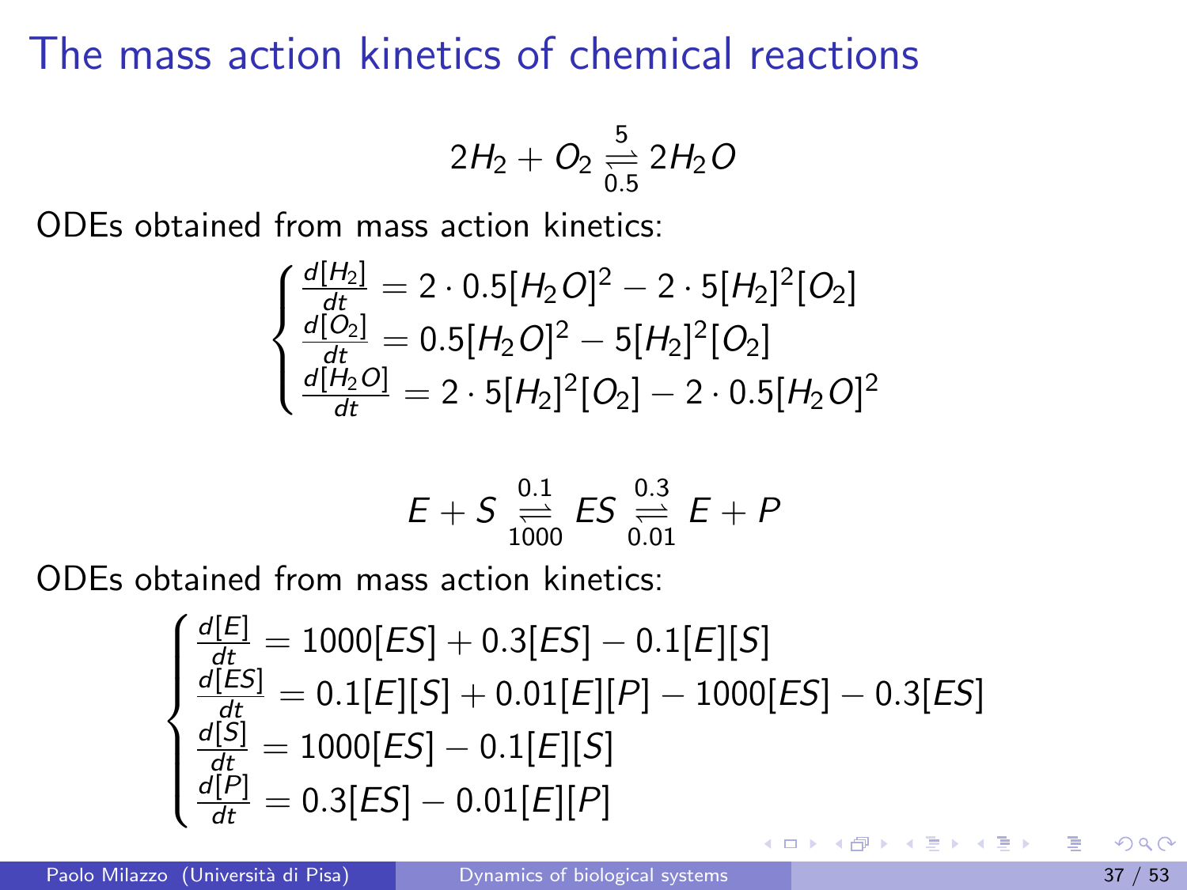# The mass action kinetics of chemical reactions

$$2H_2 + O_2 \underset{0.5}{\overset{5}{\rightleftharpoons}} 2H_2O$$

ODEs obtained from mass action kinetics:

$$\begin{cases} \frac{d[H_2]}{dt} = 2 \cdot 0.5[H_2O]^2 - 2 \cdot 5[H_2]^2[O_2] \\ \frac{d[O_2]}{dt} = 0.5[H_2O]^2 - 5[H_2]^2[O_2] \\ \frac{d[H_2O]}{dt} = 2 \cdot 5[H_2]^2[O_2] - 2 \cdot 0.5[H_2O]^2 \end{cases}$$

$$E + S \underset{1000}{\overset{0.1}{\rightleftharpoons}} ES \underset{0.01}{\overset{0.3}{\rightleftharpoons}} E + P$$

ODEs obtained from mass action kinetics:

$$\begin{cases} \frac{d[E]}{dt} = 1000[ES] + 0.3[ES] - 0.1[E][S] \\ \frac{d[ES]}{dt} = 0.1[E][S] + 0.01[E][P] - 1000[ES] - 0.3[ES] \\ \frac{d[S]}{dt} = 1000[ES] - 0.1[E][S] \\ \frac{d[P]}{dt} = 0.3[ES] - 0.01[E][P] \end{cases}$$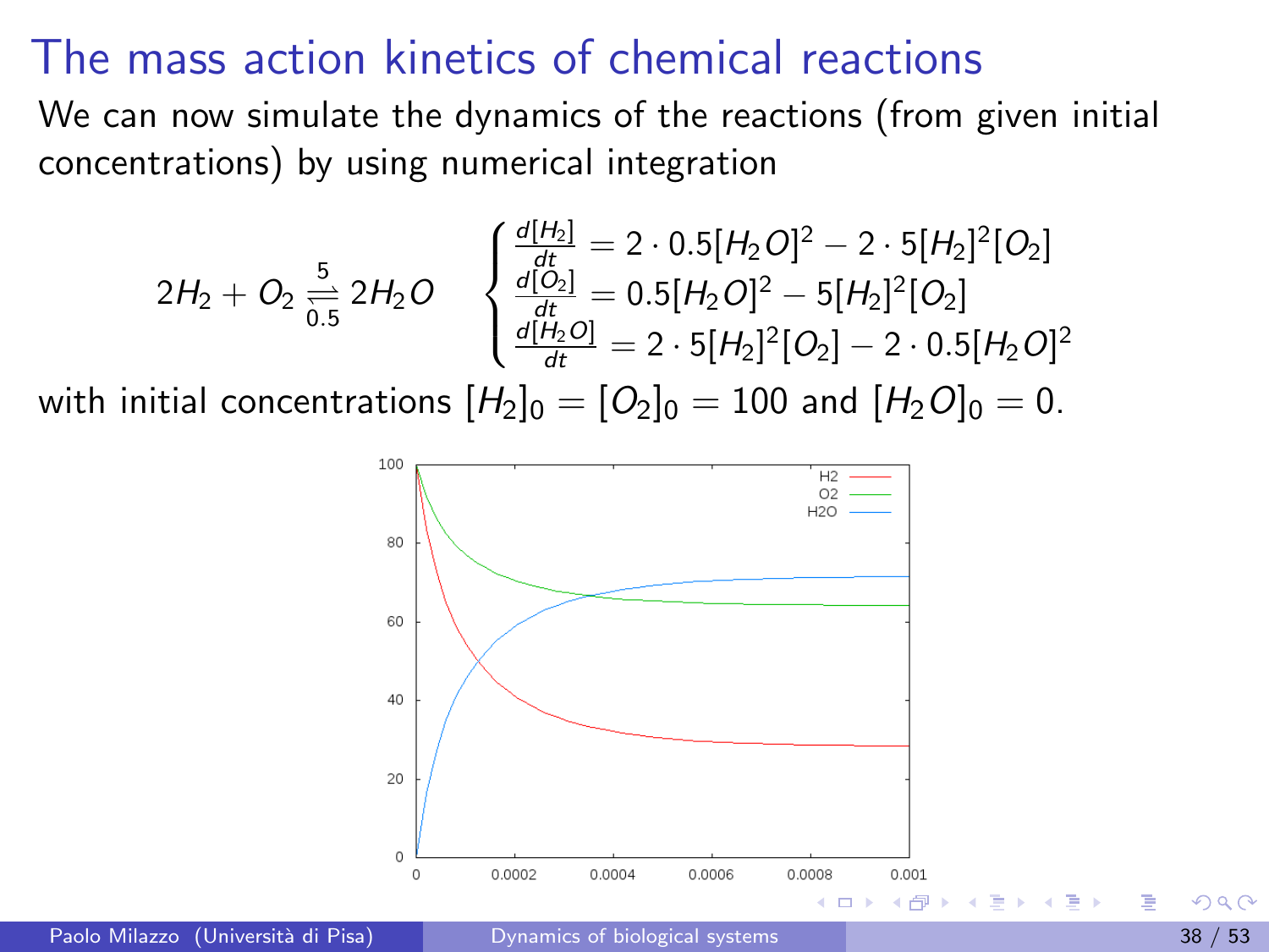# The mass action kinetics of chemical reactions

We can now simulate the dynamics of the reactions (from given initial concentrations) by using numerical integration

$$2H_2 + O_2 \underset{0.5}{\overset{5}{\rightleftharpoons}} 2H_2O \qquad \begin{cases} \frac{d[H_2]}{dt} = 2 \cdot 0.5[H_2O]^2 - 2 \cdot 5[H_2]^2[O_2] \\ \frac{d[O_2]}{dt} = 0.5[H_2O]^2 - 5[H_2]^2[O_2] \\ \frac{d[H_2O]}{dt} = 2 \cdot 5[H_2]^2[O_2] - 2 \cdot 0.5[H_2O]^2 \end{cases}$$

with initial concentrations $[H_2]_0 = [O_2]_0 = 100$ and $[H_2O]_0 = 0$.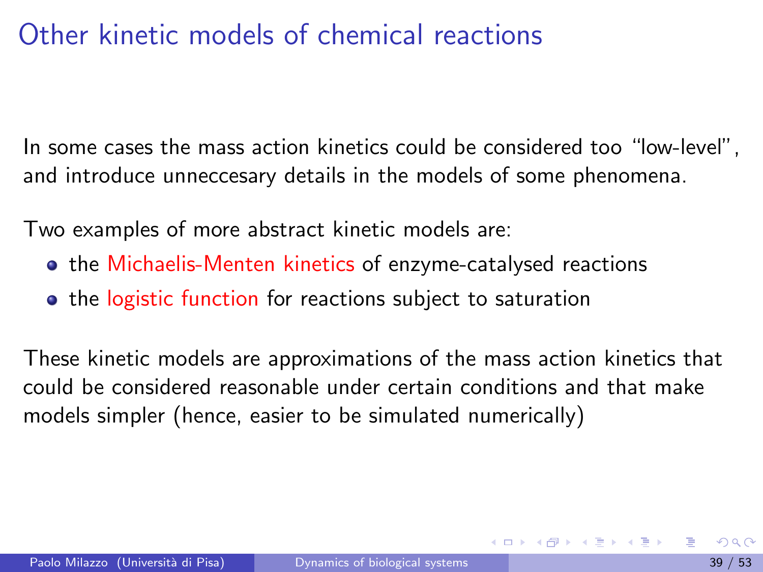# Other kinetic models of chemical reactions

In some cases the mass action kinetics could be considered too "low-level", and introduce unneccesary details in the models of some phenomena.

Two examples of more abstract kinetic models are:

- the Michaelis-Menten kinetics of enzyme-catalysed reactions
- the logistic function for reactions subject to saturation

These kinetic models are approximations of the mass action kinetics that could be considered reasonable under certain conditions and that make models simpler (hence, easier to be simulated numerically)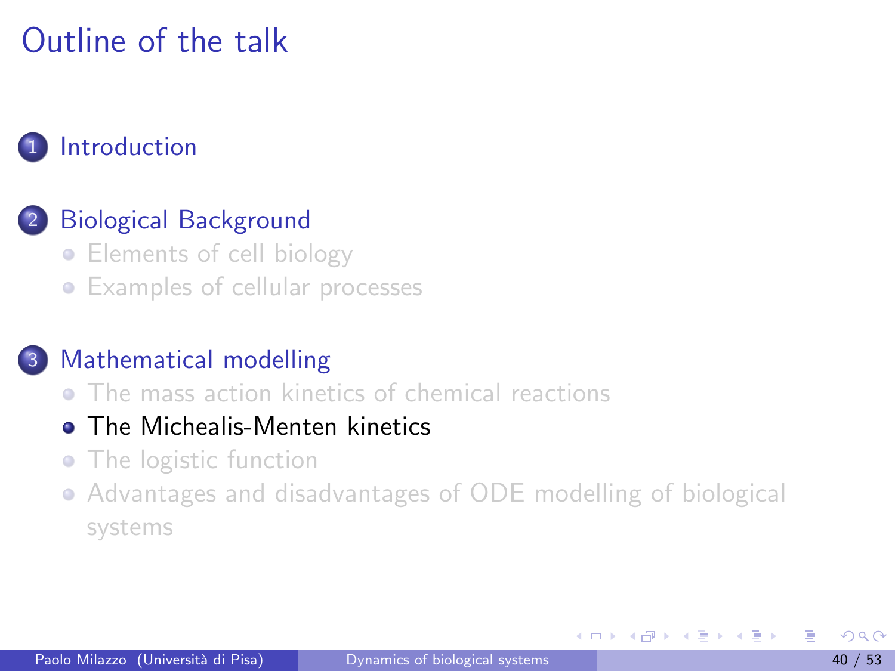# Outline of the talk

1. Introduction

2. Biological Background
   - Elements of cell biology
   - Examples of cellular processes

3. Mathematical modelling
   - The mass action kinetics of chemical reactions
   - The Michealis-Menten kinetics
   - The logistic function
   - Advantages and disadvantages of ODE modelling of biological systems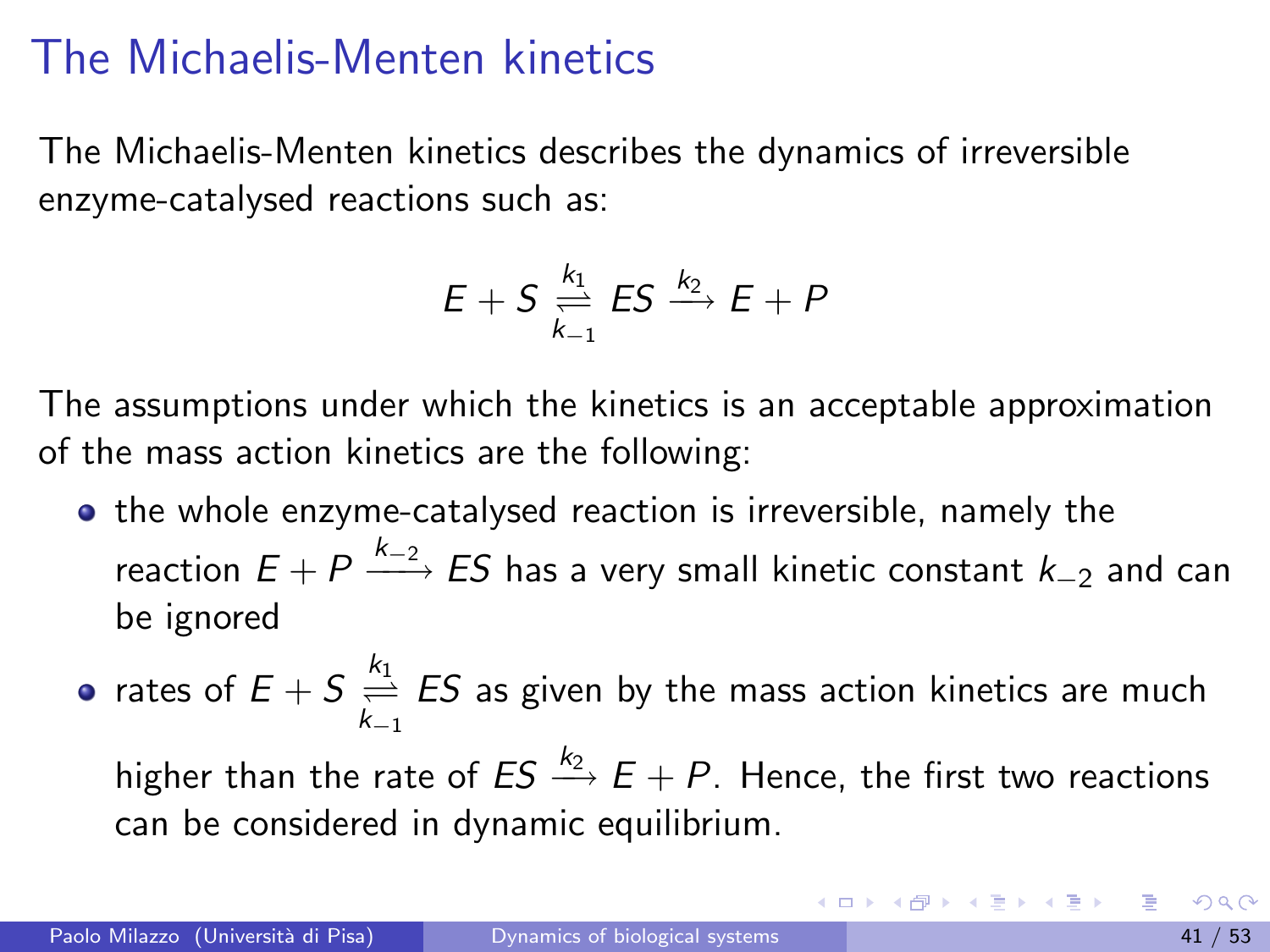# The Michaelis-Menten kinetics

The Michaelis-Menten kinetics describes the dynamics of irreversible enzyme-catalysed reactions such as:

$$E + S \underset{k_{-1}}{\overset{k_1}{\rightleftharpoons}} ES \xrightarrow{k_2} E + P$$

The assumptions under which the kinetics is an acceptable approximation of the mass action kinetics are the following:

- the whole enzyme-catalysed reaction is irreversible, namely the reaction $E + P \xrightarrow{k_{-2}} ES$ has a very small kinetic constant $k_{-2}$ and can be ignored
- rates of $E + S \underset{k_{-1}}{\overset{k_1}{\rightleftharpoons}} ES$ as given by the mass action kinetics are much higher than the rate of $ES \xrightarrow{k_2} E + P$. Hence, the first two reactions can be considered in dynamic equilibrium.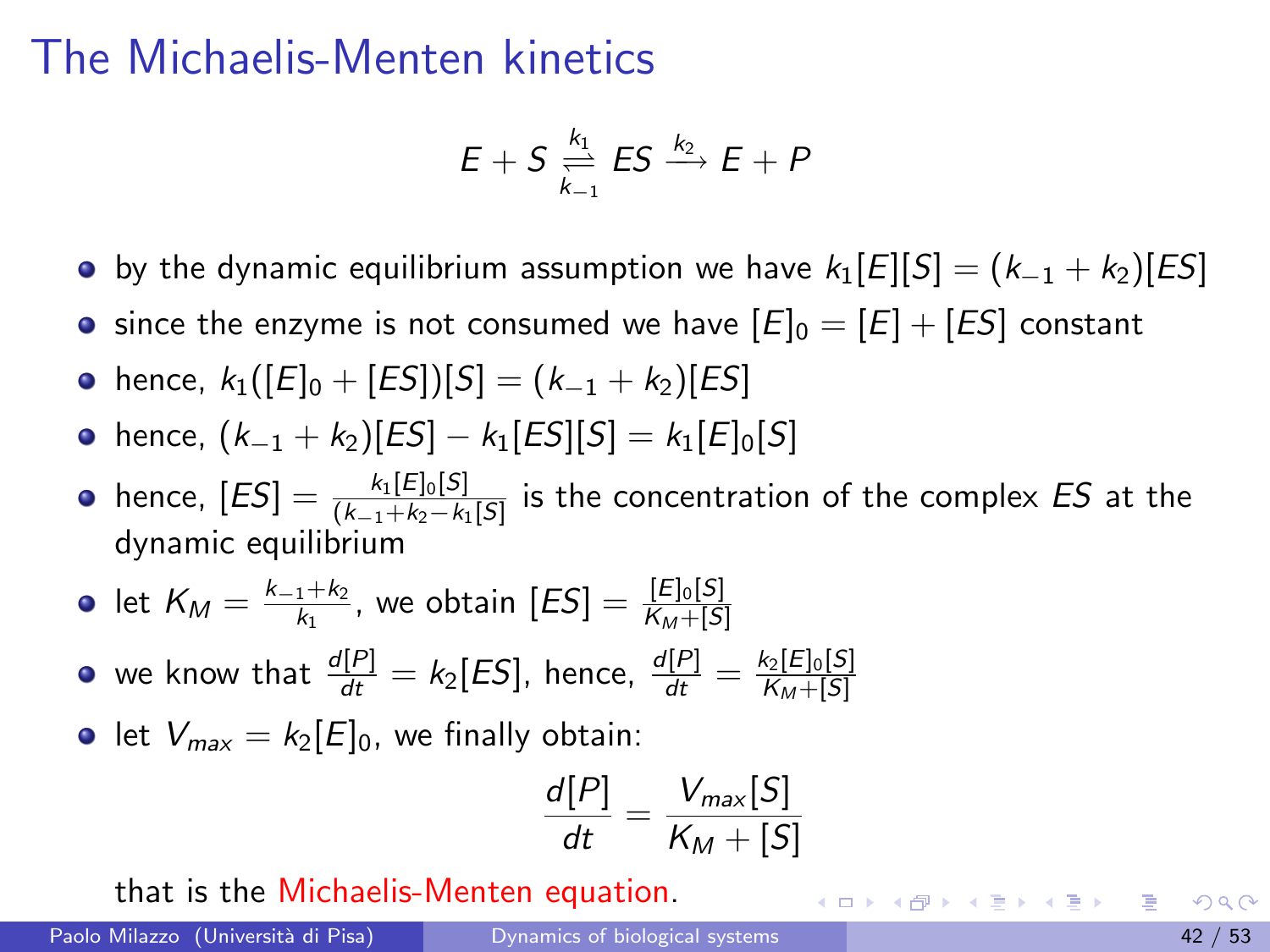# The Michaelis-Menten kinetics

$$E + S \underset{k_{-1}}{\overset{k_1}{\rightleftharpoons}} ES \xrightarrow{k_2} E + P$$

- by the dynamic equilibrium assumption we have $k_1[E][S] = (k_{-1} + k_2)[ES]$
- since the enzyme is not consumed we have $[E]_0 = [E] + [ES]$ constant
- hence, $k_1([E]_0 + [ES])[S] = (k_{-1} + k_2)[ES]$
- hence, $(k_{-1} + k_2)[ES] - k_1[ES][S] = k_1[E]_0[S]$
- hence, $[ES] = \frac{k_1[E]_0[S]}{(k_{-1}+k_2-k_1[S]}$ is the concentration of the complex $ES$ at the dynamic equilibrium
- let $K_M = \frac{k_{-1}+k_2}{k_1}$, we obtain $[ES] = \frac{[E]_0[S]}{K_M+[S]}$
- we know that $\frac{d[P]}{dt} = k_2[ES]$, hence, $\frac{d[P]}{dt} = \frac{k_2[E]_0[S]}{K_M+[S]}$
- let $V_{max} = k_2[E]_0$, we finally obtain:

$$\frac{d[P]}{dt} = \frac{V_{max}[S]}{K_M + [S]}$$

that is the Michaelis-Menten equation.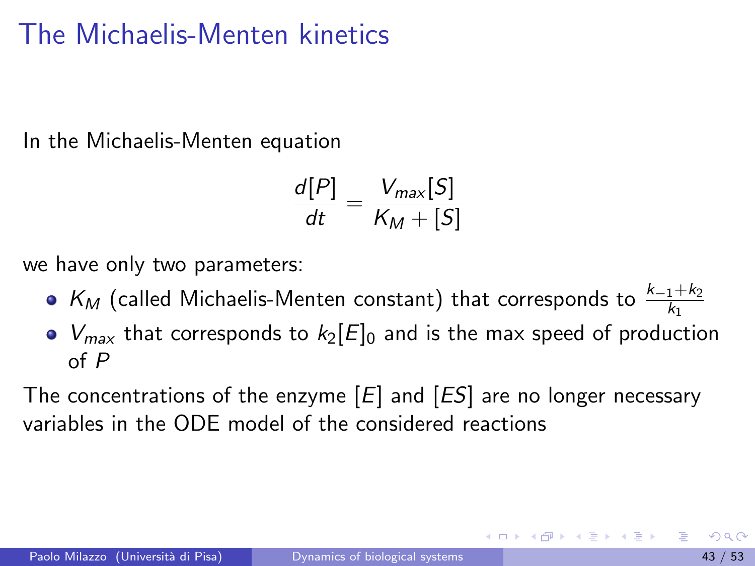# The Michaelis-Menten kinetics

In the Michaelis-Menten equation

$$\frac{d[P]}{dt} = \frac{V_{max}[S]}{K_M + [S]}$$

we have only two parameters:

- $K_M$ (called Michaelis-Menten constant) that corresponds to $\frac{k_{-1}+k_2}{k_1}$
- $V_{max}$ that corresponds to $k_2[E]_0$ and is the max speed of production of $P$

The concentrations of the enzyme $[E]$ and $[ES]$ are no longer necessary variables in the ODE model of the considered reactions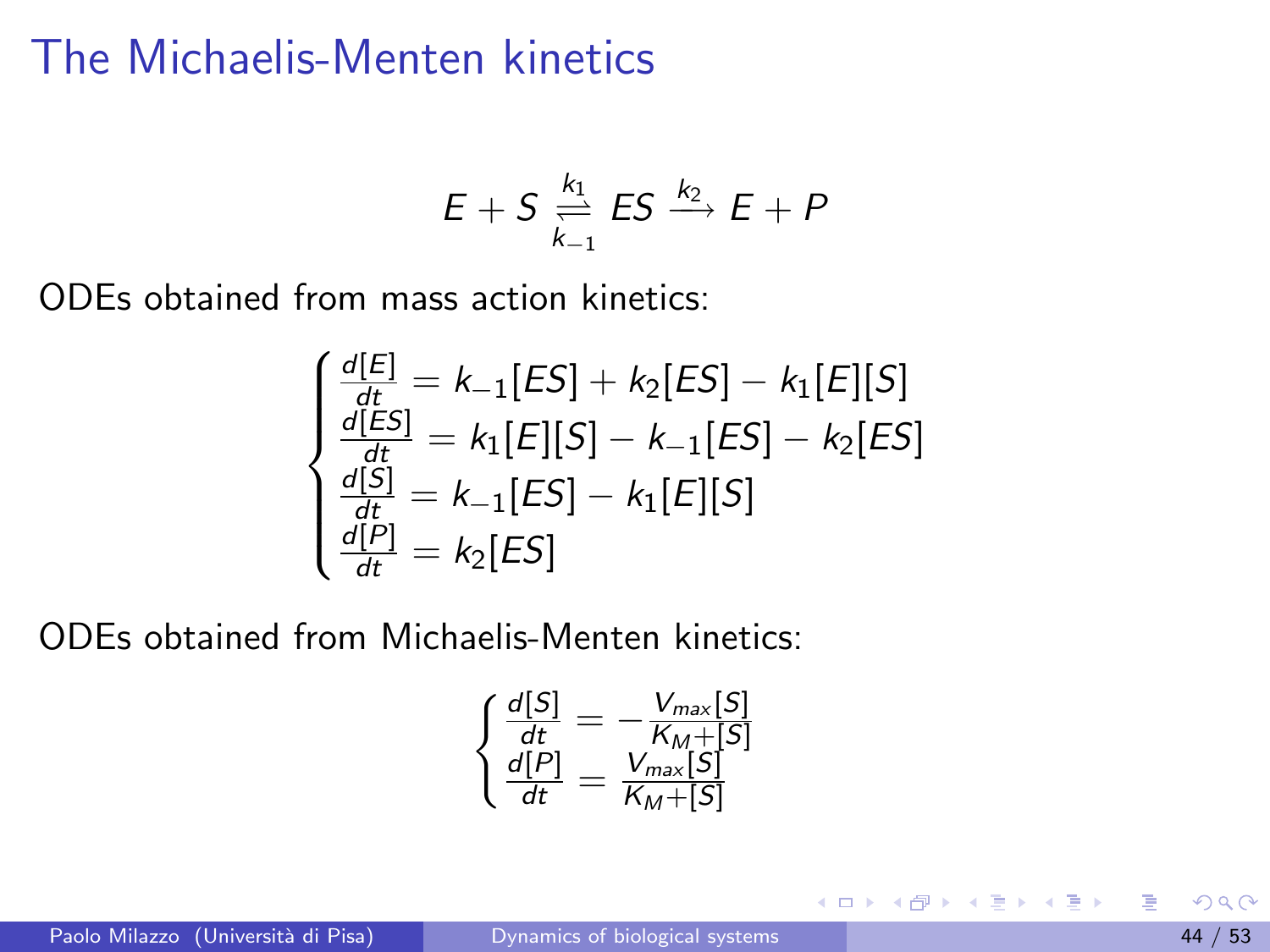# The Michaelis-Menten kinetics

$$E + S \underset{k_{-1}}{\overset{k_1}{\rightleftharpoons}} ES \xrightarrow{k_2} E + P$$

ODEs obtained from mass action kinetics:

$$\begin{cases} \frac{d[E]}{dt} = k_{-1}[ES] + k_2[ES] - k_1[E][S] \\ \frac{d[ES]}{dt} = k_1[E][S] - k_{-1}[ES] - k_2[ES] \\ \frac{d[S]}{dt} = k_{-1}[ES] - k_1[E][S] \\ \frac{d[P]}{dt} = k_2[ES] \end{cases}$$

ODEs obtained from Michaelis-Menten kinetics:

$$\begin{cases} \frac{d[S]}{dt} = -\frac{V_{max}[S]}{K_M + [S]} \\ \frac{d[P]}{dt} = \frac{V_{max}[S]}{K_M + [S]} \end{cases}$$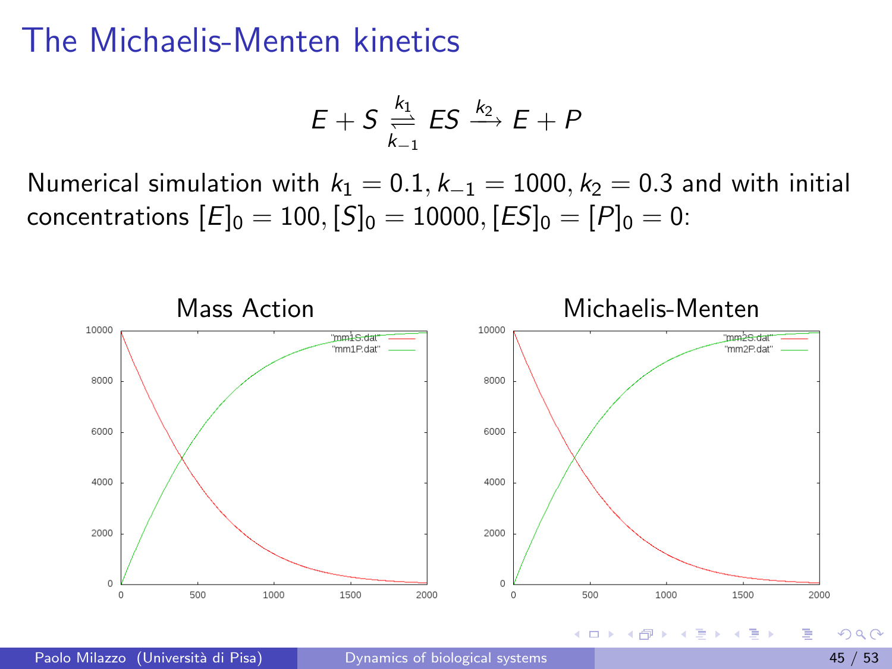# The Michaelis-Menten kinetics

$$E + S \underset{k_{-1}}{\overset{k_1}{\rightleftharpoons}} ES \xrightarrow{k_2} E + P$$

Numerical simulation with $k_1 = 0.1, k_{-1} = 1000, k_2 = 0.3$ and with initial concentrations $[E]_0 = 100, [S]_0 = 10000, [ES]_0 = [P]_0 = 0$:

Mass Action

Michaelis-Menten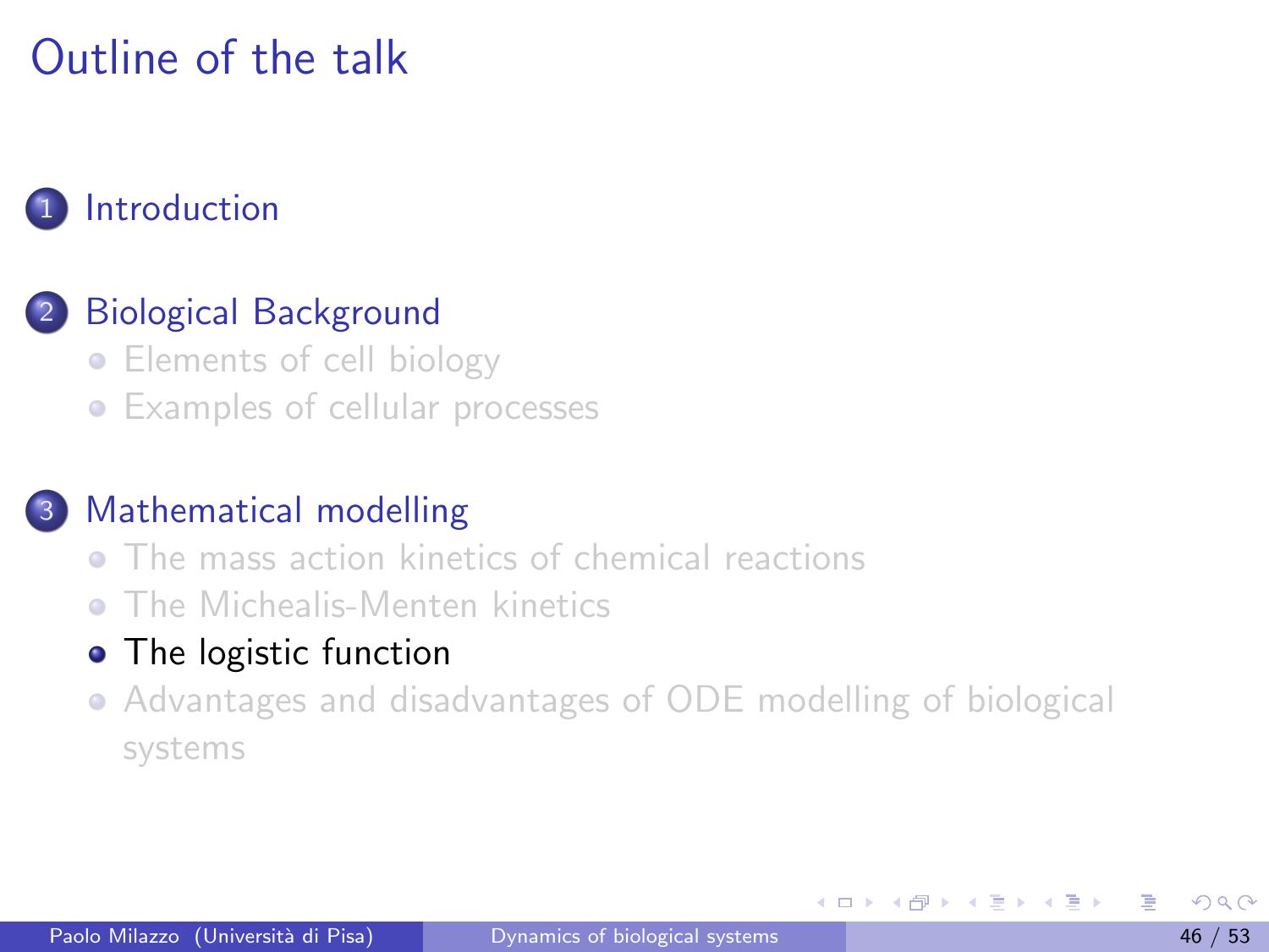# Outline of the talk

1. Introduction
2. Biological Background
   - Elements of cell biology
   - Examples of cellular processes
3. Mathematical modelling
   - The mass action kinetics of chemical reactions
   - The Michealis-Menten kinetics
   - The logistic function
   - Advantages and disadvantages of ODE modelling of biological systems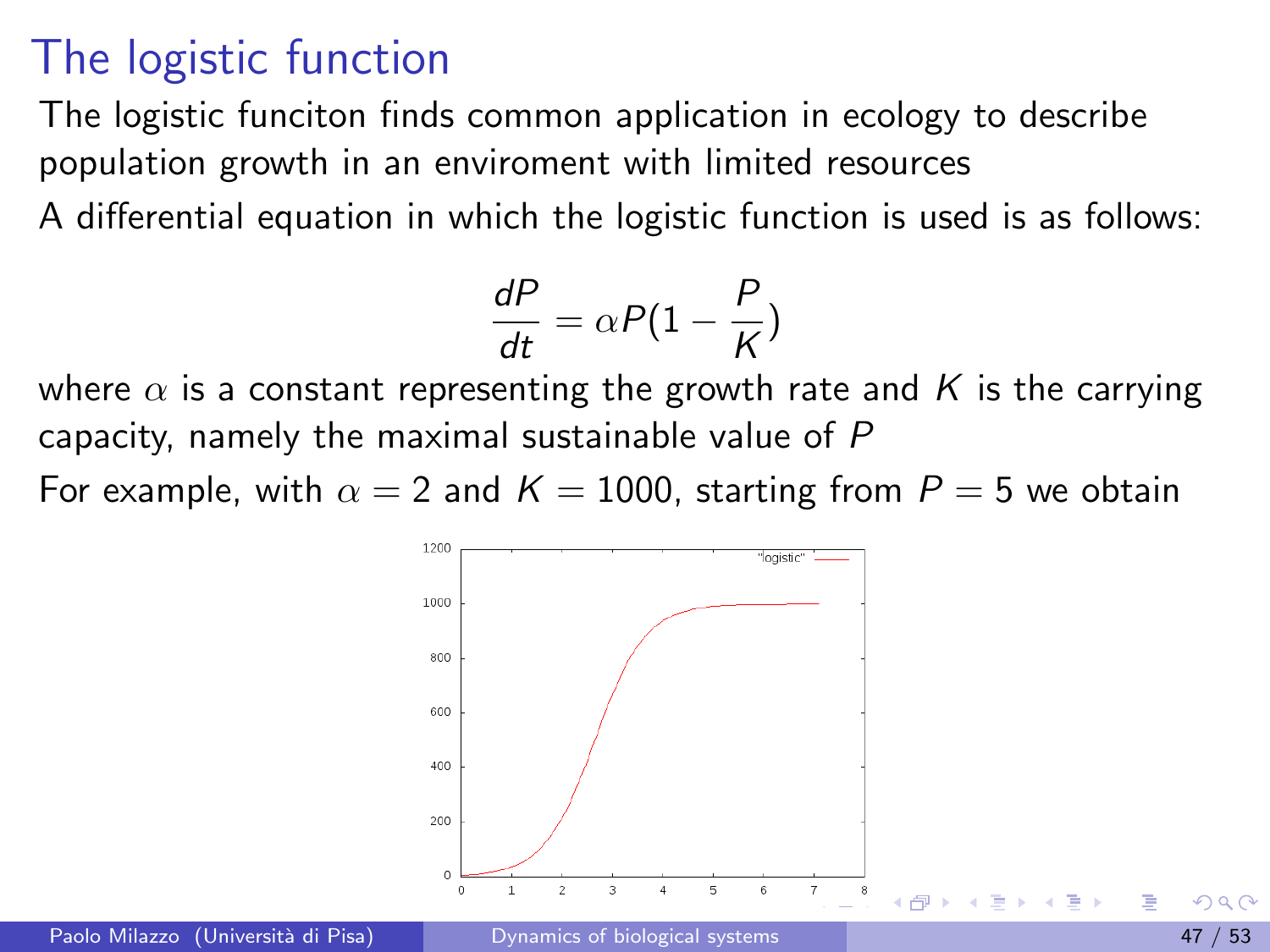# The logistic function

The logistic funciton finds common application in ecology to describe population growth in an enviroment with limited resources

A differential equation in which the logistic function is used is as follows:

$$\frac{dP}{dt} = \alpha P(1 - \frac{P}{K})$$

where $\alpha$ is a constant representing the growth rate and $K$ is the carrying capacity, namely the maximal sustainable value of $P$

For example, with $\alpha = 2$ and $K = 1000$, starting from $P = 5$ we obtain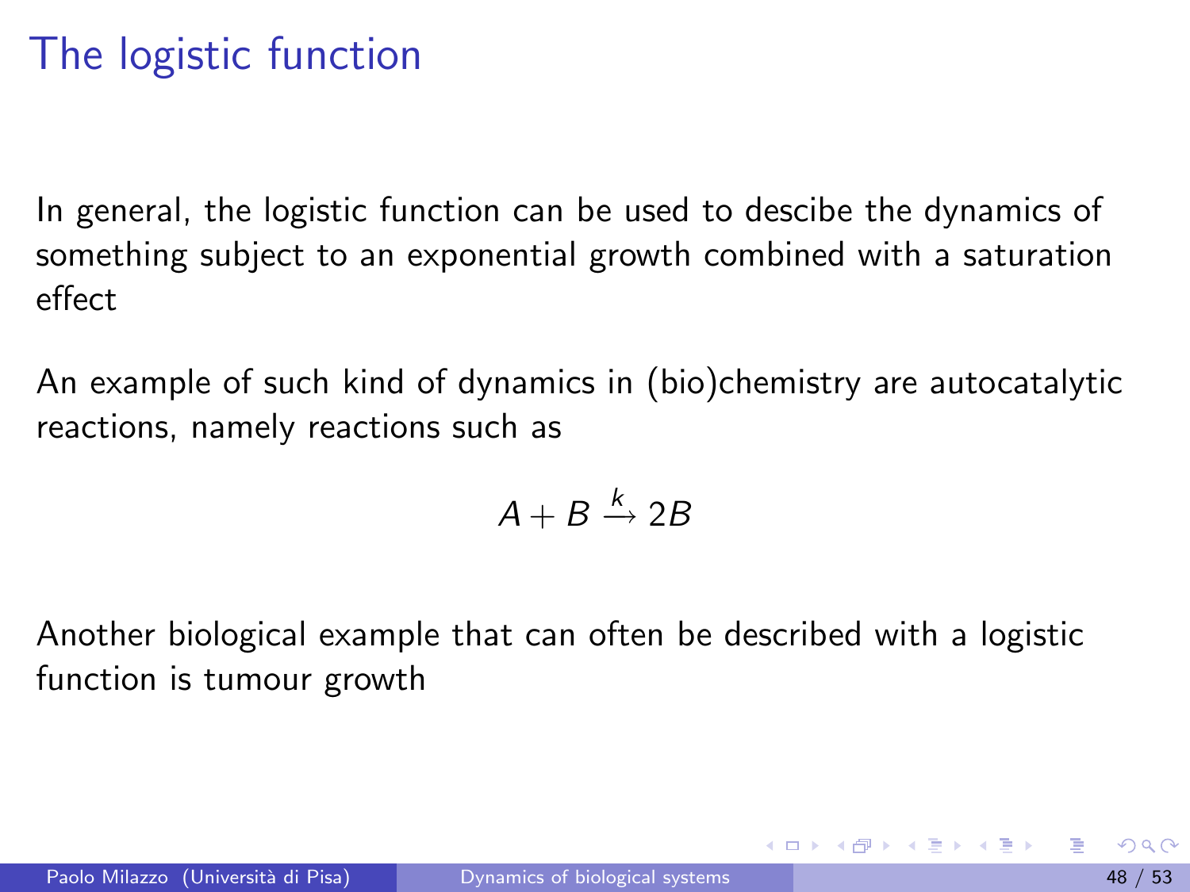# The logistic function

In general, the logistic function can be used to descibe the dynamics of something subject to an exponential growth combined with a saturation effect

An example of such kind of dynamics in (bio)chemistry are autocatalytic reactions, namely reactions such as

$$A + B \xrightarrow{k} 2B$$

Another biological example that can often be described with a logistic function is tumour growth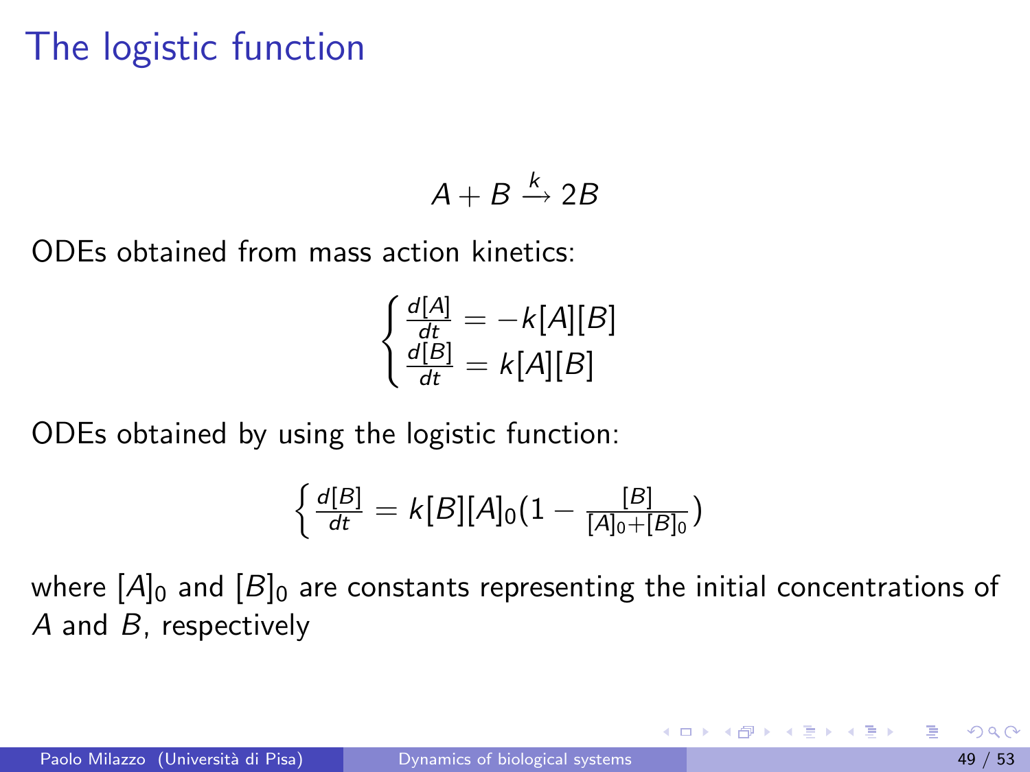# The logistic function

$$A + B \xrightarrow{k} 2B$$

ODEs obtained from mass action kinetics:

$$\begin{cases} \frac{d[A]}{dt} = -k[A][B] \\ \frac{d[B]}{dt} = k[A][B] \end{cases}$$

ODEs obtained by using the logistic function:

$$\left\{ \frac{d[B]}{dt} = k[B][A]_0(1 - \frac{[B]}{[A]_0+[B]_0}) \right.$$

where $[A]_0$ and $[B]_0$ are constants representing the initial concentrations of $A$ and $B$, respectively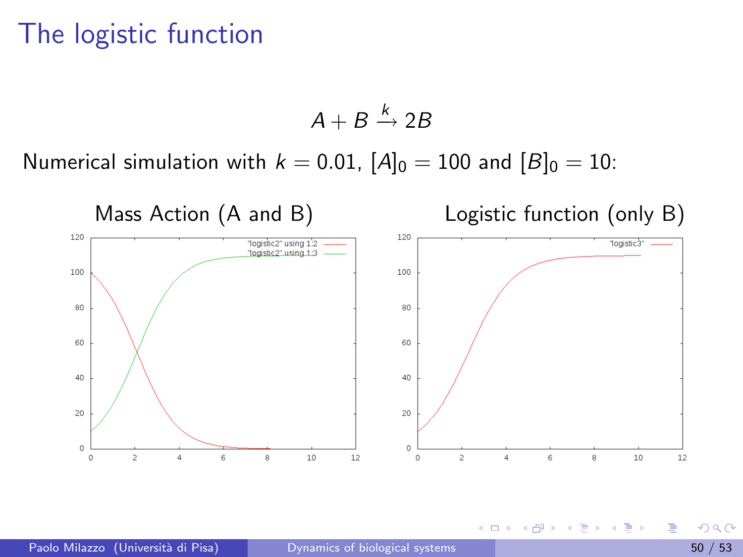# The logistic function

$$A + B \xrightarrow{k} 2B$$

Numerical simulation with $k = 0.01$, $[A]_0 = 100$ and $[B]_0 = 10$:

Mass Action (A and B)

Logistic function (only B)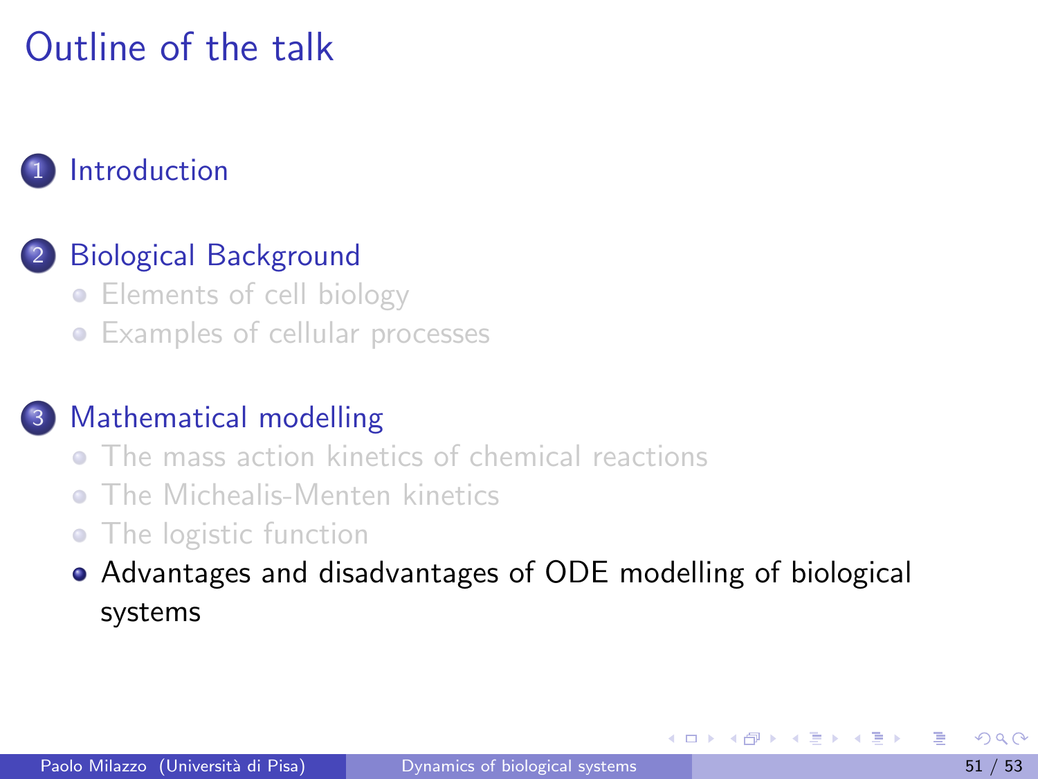# Outline of the talk

1. Introduction
2. Biological Background
   - Elements of cell biology
   - Examples of cellular processes
3. Mathematical modelling
   - The mass action kinetics of chemical reactions
   - The Michealis-Menten kinetics
   - The logistic function
   - Advantages and disadvantages of ODE modelling of biological systems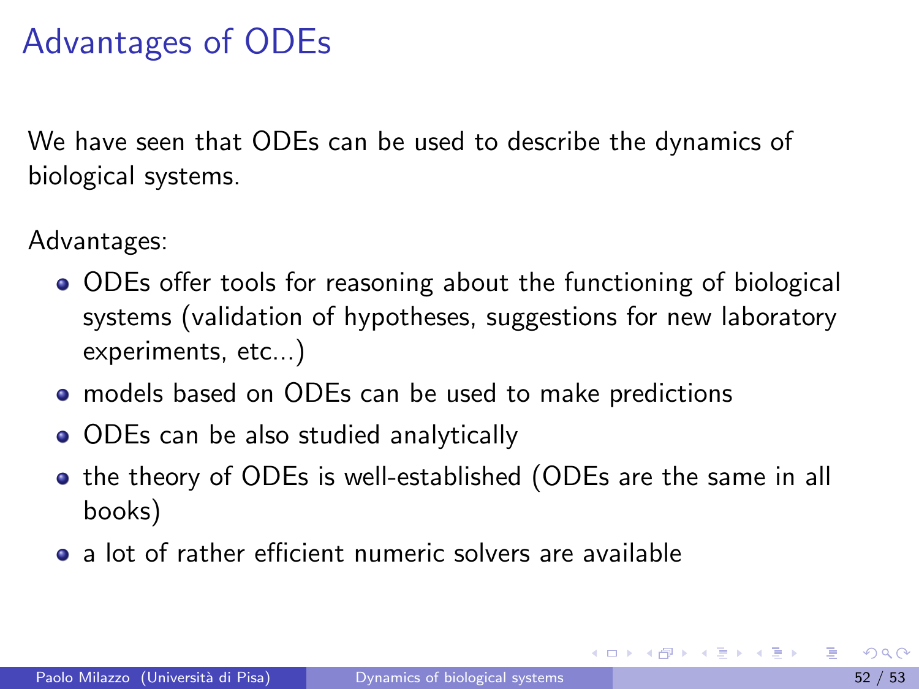# Advantages of ODEs

We have seen that ODEs can be used to describe the dynamics of biological systems.

Advantages:

- ODEs offer tools for reasoning about the functioning of biological systems (validation of hypotheses, suggestions for new laboratory experiments, etc...)
- models based on ODEs can be used to make predictions
- ODEs can be also studied analytically
- the theory of ODEs is well-established (ODEs are the same in all books)
- a lot of rather efficient numeric solvers are available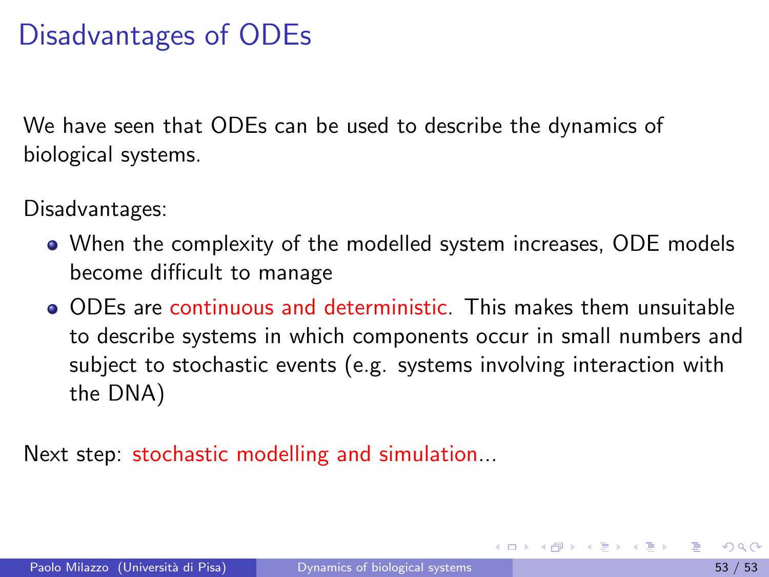# Disadvantages of ODEs

We have seen that ODEs can be used to describe the dynamics of biological systems.

Disadvantages:

- When the complexity of the modelled system increases, ODE models become difficult to manage
- ODEs are continuous and deterministic. This makes them unsuitable to describe systems in which components occur in small numbers and subject to stochastic events (e.g. systems involving interaction with the DNA)

Next step: stochastic modelling and simulation...